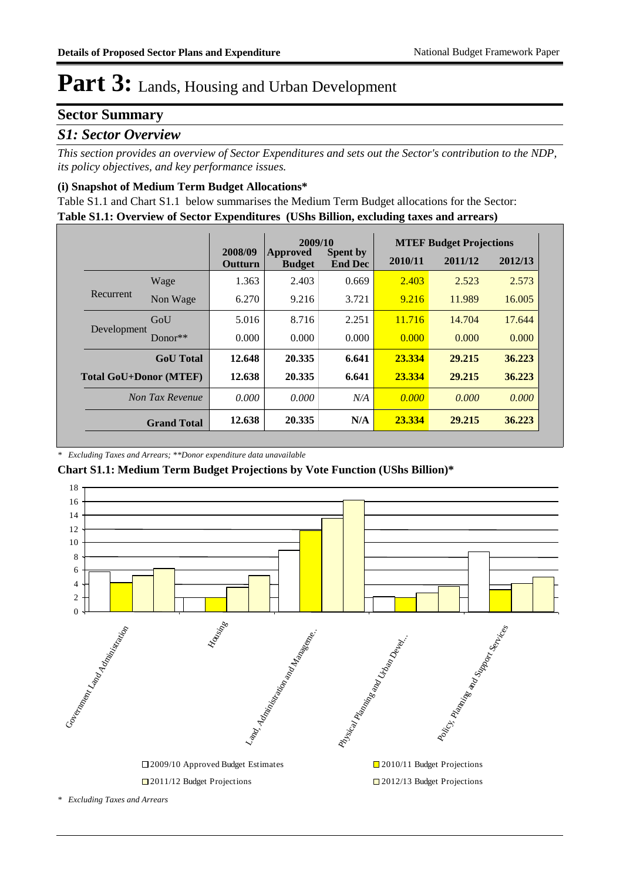# Part 3: Lands, Housing and Urban Development

## Sector Summary

### *S1: Sector Overview*

*This section provides an overview of Sector Expenditures and sets out the Sector's contribution to the NDP, its policy objectives, and key performance issues.*

#### (i) Snapshot of Medium Term Budget Allocations*

Table S1.1 and Chart S1.1 below summarises the Medium Term Budget allocations for the Sector:

**Table S1.1: Overview of Sector Expenditures (UShs Billion, excluding taxes and arrears)**

| | | 2008/09 Outturn | 2009/10 Approved Budget | 2009/10 Spent by End Dec | MTEF Budget Projections 2010/11 | 2011/12 | 2012/13 |
|---|---|---|---|---|---|---|---|
| Recurrent | Wage | 1.363 | 2.403 | 0.669 | 2.403 | 2.523 | 2.573 |
| | Non Wage | 6.270 | 9.216 | 3.721 | 9.216 | 11.989 | 16.005 |
| Development | GoU | 5.016 | 8.716 | 2.251 | 11.716 | 14.704 | 17.644 |
| | Donor** | 0.000 | 0.000 | 0.000 | 0.000 | 0.000 | 0.000 |
| **GoU Total** | | **12.648** | **20.335** | **6.641** | **23.334** | **29.215** | **36.223** |
| **Total GoU+Donor (MTEF)** | | **12.638** | **20.335** | **6.641** | **23.334** | **29.215** | **36.223** |
| *Non Tax Revenue* | | *0.000* | *0.000* | *N/A* | *0.000* | *0.000* | *0.000* |
| **Grand Total** | | **12.638** | **20.335** | **N/A** | **23.334** | **29.215** | **36.223** |

*\* Excluding Taxes and Arrears; \*\*Donor expenditure data unavailable*

**Chart S1.1: Medium Term Budget Projections by Vote Function (UShs Billion)***

*\* Excluding Taxes and Arrears*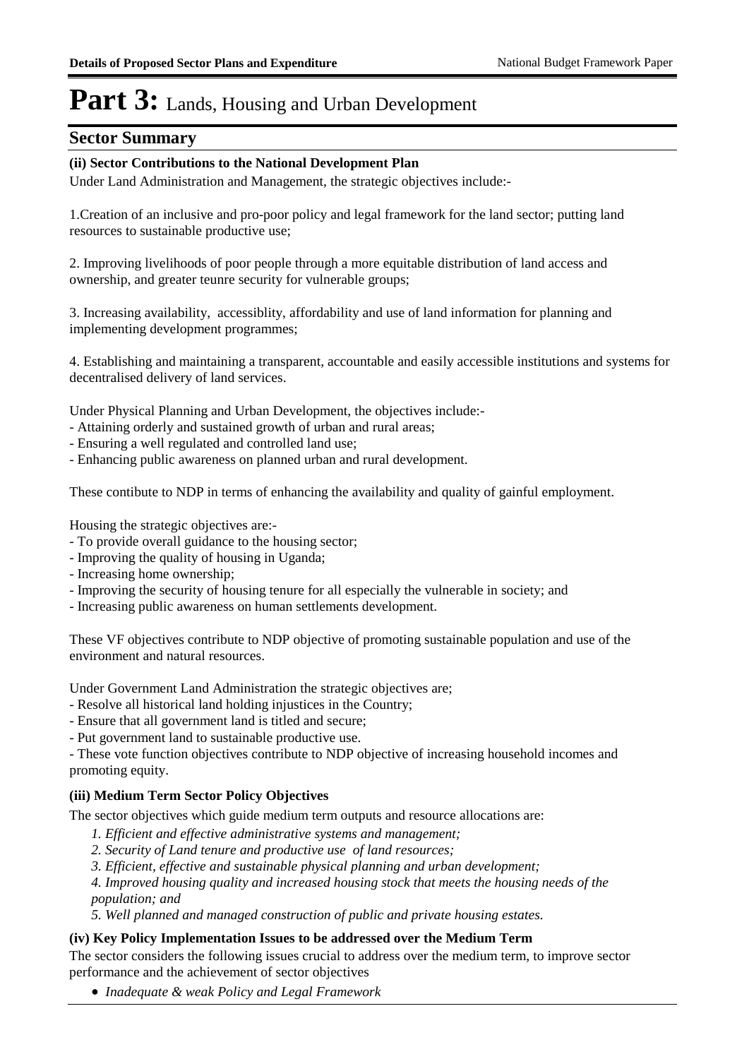# Part 3: Lands, Housing and Urban Development

## Sector Summary

**(ii) Sector Contributions to the National Development Plan**

Under Land Administration and Management, the strategic objectives include:-

1.Creation of an inclusive and pro-poor policy and legal framework for the land sector; putting land resources to sustainable productive use;

2. Improving livelihoods of poor people through a more equitable distribution of land access and ownership, and greater teunre security for vulnerable groups;

3. Increasing availability, accessiblity, affordability and use of land information for planning and implementing development programmes;

4. Establishing and maintaining a transparent, accountable and easily accessible institutions and systems for decentralised delivery of land services.

Under Physical Planning and Urban Development, the objectives include:-
- Attaining orderly and sustained growth of urban and rural areas;
- Ensuring a well regulated and controlled land use;
- Enhancing public awareness on planned urban and rural development.

These contibute to NDP in terms of enhancing the availability and quality of gainful employment.

Housing the strategic objectives are:-
- To provide overall guidance to the housing sector;
- Improving the quality of housing in Uganda;
- Increasing home ownership;
- Improving the security of housing tenure for all especially the vulnerable in society; and
- Increasing public awareness on human settlements development.

These VF objectives contribute to NDP objective of promoting sustainable population and use of the environment and natural resources.

Under Government Land Administration the strategic objectives are;
- Resolve all historical land holding injustices in the Country;
- Ensure that all government land is titled and secure;
- Put government land to sustainable productive use.
- These vote function objectives contribute to NDP objective of increasing household incomes and promoting equity.

**(iii) Medium Term Sector Policy Objectives**

The sector objectives which guide medium term outputs and resource allocations are:

*1. Efficient and effective administrative systems and management;*
*2. Security of Land tenure and productive use of land resources;*
*3. Efficient, effective and sustainable physical planning and urban development;*
*4. Improved housing quality and increased housing stock that meets the housing needs of the population; and*
*5. Well planned and managed construction of public and private housing estates.*

**(iv) Key Policy Implementation Issues to be addressed over the Medium Term**

The sector considers the following issues crucial to address over the medium term, to improve sector performance and the achievement of sector objectives

- *Inadequate & weak Policy and Legal Framework*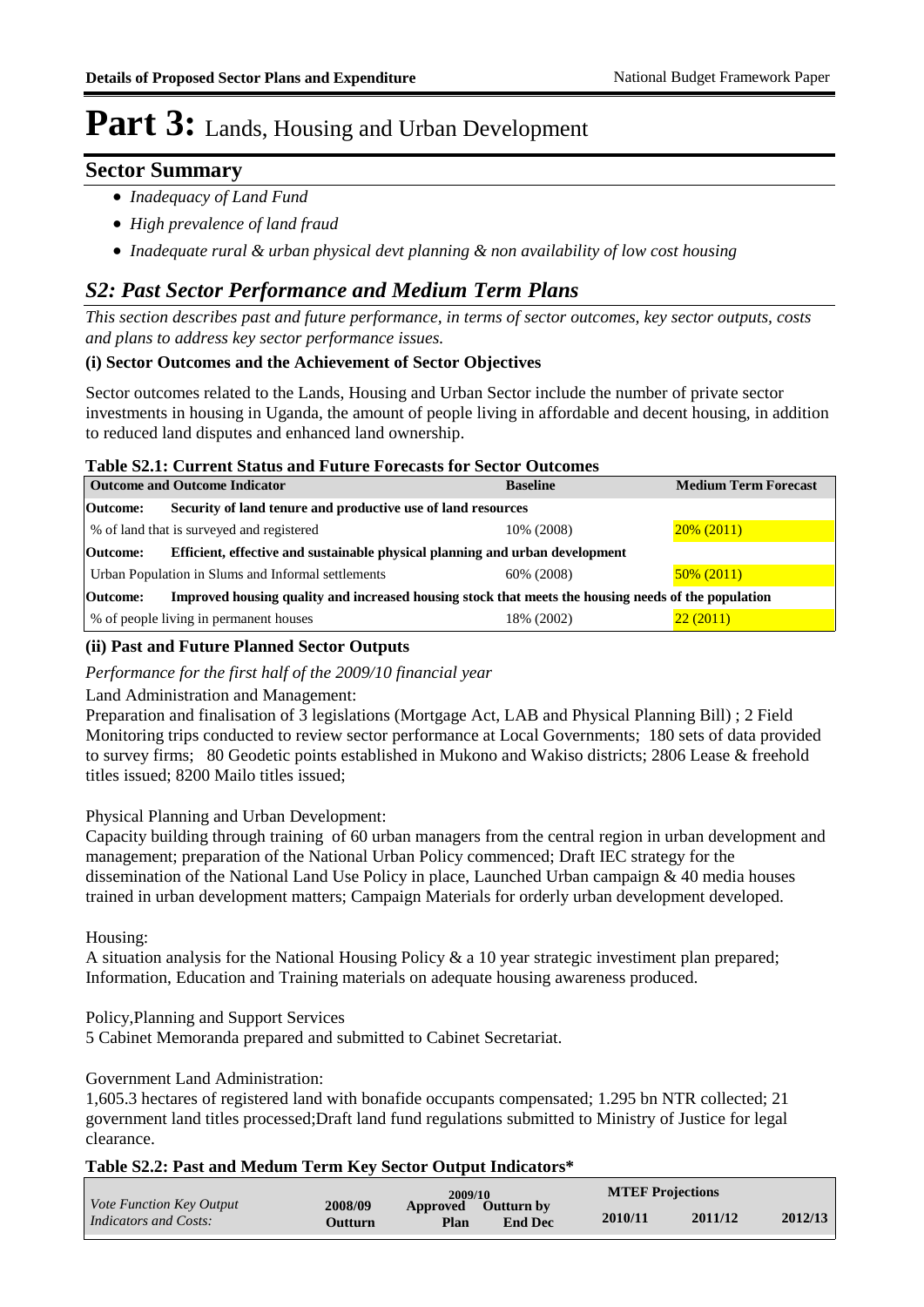# Part 3: Lands, Housing and Urban Development

## Sector Summary

- *Inadequacy of Land Fund*
- *High prevalence of land fraud*
- *Inadequate rural & urban physical devt planning & non availability of low cost housing*

## *S2: Past Sector Performance and Medium Term Plans*

*This section describes past and future performance, in terms of sector outcomes, key sector outputs, costs and plans to address key sector performance issues.*

### (i) Sector Outcomes and the Achievement of Sector Objectives

Sector outcomes related to the Lands, Housing and Urban Sector include the number of private sector investments in housing in Uganda, the amount of people living in affordable and decent housing, in addition to reduced land disputes and enhanced land ownership.

**Table S2.1: Current Status and Future Forecasts for Sector Outcomes**

| Outcome and Outcome Indicator | Baseline | Medium Term Forecast |
|---|---|---|
| **Outcome: Security of land tenure and productive use of land resources** | | |
| % of land that is surveyed and registered | 10% (2008) | 20% (2011) |
| **Outcome: Efficient, effective and sustainable physical planning and urban development** | | |
| Urban Population in Slums and Informal settlements | 60% (2008) | 50% (2011) |
| **Outcome: Improved housing quality and increased housing stock that meets the housing needs of the population** | | |
| % of people living in permanent houses | 18% (2002) | 22 (2011) |

### (ii) Past and Future Planned Sector Outputs

*Performance for the first half of the 2009/10 financial year*

Land Administration and Management:
Preparation and finalisation of 3 legislations (Mortgage Act, LAB and Physical Planning Bill) ; 2 Field Monitoring trips conducted to review sector performance at Local Governments; 180 sets of data provided to survey firms; 80 Geodetic points established in Mukono and Wakiso districts; 2806 Lease & freehold titles issued; 8200 Mailo titles issued;

Physical Planning and Urban Development:
Capacity building through training of 60 urban managers from the central region in urban development and management; preparation of the National Urban Policy commenced; Draft IEC strategy for the dissemination of the National Land Use Policy in place, Launched Urban campaign & 40 media houses trained in urban development matters; Campaign Materials for orderly urban development developed.

Housing:
A situation analysis for the National Housing Policy & a 10 year strategic investiment plan prepared; Information, Education and Training materials on adequate housing awareness produced.

Policy,Planning and Support Services
5 Cabinet Memoranda prepared and submitted to Cabinet Secretariat.

Government Land Administration:
1,605.3 hectares of registered land with bonafide occupants compensated; 1.295 bn NTR collected; 21 government land titles processed;Draft land fund regulations submitted to Ministry of Justice for legal clearance.

**Table S2.2: Past and Medum Term Key Sector Output Indicators***

| *Vote Function Key Output Indicators and Costs:* | 2008/09 Outturn | 2009/10 Approved Plan | 2009/10 Outturn by End Dec | MTEF Projections 2010/11 | MTEF Projections 2011/12 | MTEF Projections 2012/13 |
|---|---|---|---|---|---|---|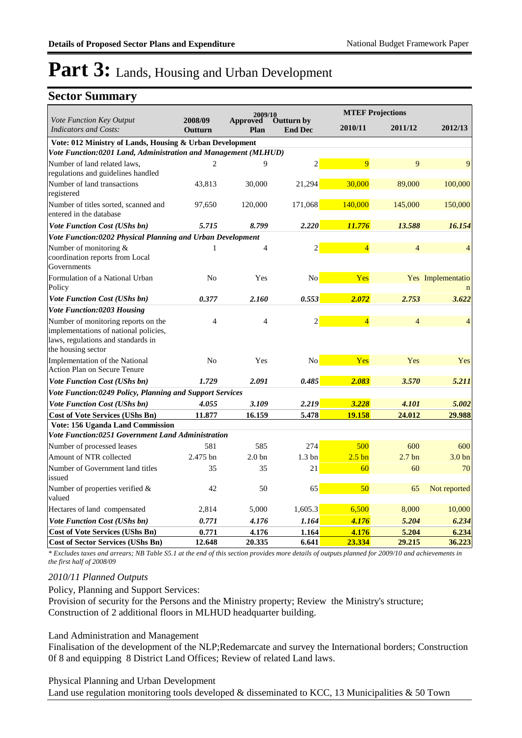# Part 3: Lands, Housing and Urban Development

## Sector Summary

| *Vote Function Key Output Indicators and Costs:* | 2008/09 Outturn | 2009/10 Approved Plan | 2009/10 Outturn by End Dec | MTEF Projections 2010/11 | 2011/12 | 2012/13 |
|---|---|---|---|---|---|---|
| **Vote: 012 Ministry of Lands, Housing & Urban Development** | | | | | | |
| ***Vote Function:0201 Land, Administration and Management (MLHUD)*** | | | | | | |
| Number of land related laws, regulations and guidelines handled | 2 | 9 | 2 | 9 | 9 | 9 |
| Number of land transactions registered | 43,813 | 30,000 | 21,294 | 30,000 | 89,000 | 100,000 |
| Number of titles sorted, scanned and entered in the database | 97,650 | 120,000 | 171,068 | 140,000 | 145,000 | 150,000 |
| ***Vote Function Cost (UShs bn)*** | ***5.715*** | ***8.799*** | ***2.220*** | ***11.776*** | ***13.588*** | ***16.154*** |
| ***Vote Function:0202 Physical Planning and Urban Development*** | | | | | | |
| Number of monitoring & coordination reports from Local Governments | 1 | 4 | 2 | 4 | 4 | 4 |
| Formulation of a National Urban Policy | No | Yes | No | Yes | Yes | Implementation |
| ***Vote Function Cost (UShs bn)*** | ***0.377*** | ***2.160*** | ***0.553*** | ***2.072*** | ***2.753*** | ***3.622*** |
| ***Vote Function:0203 Housing*** | | | | | | |
| Number of monitoring reports on the implementations of national policies, laws, regulations and standards in the housing sector | 4 | 4 | 2 | 4 | 4 | 4 |
| Implementation of the National Action Plan on Secure Tenure | No | Yes | No | Yes | Yes | Yes |
| ***Vote Function Cost (UShs bn)*** | ***1.729*** | ***2.091*** | ***0.485*** | ***2.083*** | ***3.570*** | ***5.211*** |
| ***Vote Function:0249 Policy, Planning and Support Services*** | | | | | | |
| ***Vote Function Cost (UShs bn)*** | ***4.055*** | ***3.109*** | ***2.219*** | ***3.228*** | ***4.101*** | ***5.002*** |
| **Cost of Vote Services (UShs Bn)** | **11.877** | **16.159** | **5.478** | **19.158** | **24.012** | **29.988** |
| **Vote: 156 Uganda Land Commission** | | | | | | |
| ***Vote Function:0251 Government Land Administration*** | | | | | | |
| Number of processed leases | 581 | 585 | 274 | 500 | 600 | 600 |
| Amount of NTR collected | 2.475 bn | 2.0 bn | 1.3 bn | 2.5 bn | 2.7 bn | 3.0 bn |
| Number of Government land titles issued | 35 | 35 | 21 | 60 | 60 | 70 |
| Number of properties verified & valued | 42 | 50 | 65 | 50 | 65 | Not reported |
| Hectares of land compensated | 2,814 | 5,000 | 1,605.3 | 6,500 | 8,000 | 10,000 |
| ***Vote Function Cost (UShs bn)*** | ***0.771*** | ***4.176*** | ***1.164*** | ***4.176*** | ***5.204*** | ***6.234*** |
| **Cost of Vote Services (UShs Bn)** | **0.771** | **4.176** | **1.164** | **4.176** | **5.204** | **6.234** |
| **Cost of Sector Services (UShs Bn)** | **12.648** | **20.335** | **6.641** | **23.334** | **29.215** | **36.223** |

*\* Excludes taxes and arrears; NB Table S5.1 at the end of this section provides more details of outputs planned for 2009/10 and achievements in the first half of 2008/09*

*2010/11 Planned Outputs*

Policy, Planning and Support Services:
Provision of security for the Persons and the Ministry property; Review the Ministry's structure; Construction of 2 additional floors in MLHUD headquarter building.

Land Administration and Management
Finalisation of the development of the NLP;Redemarcate and survey the International borders; Construction 0f 8 and equipping 8 District Land Offices; Review of related Land laws.

Physical Planning and Urban Development
Land use regulation monitoring tools developed & disseminated to KCC, 13 Municipalities & 50 Town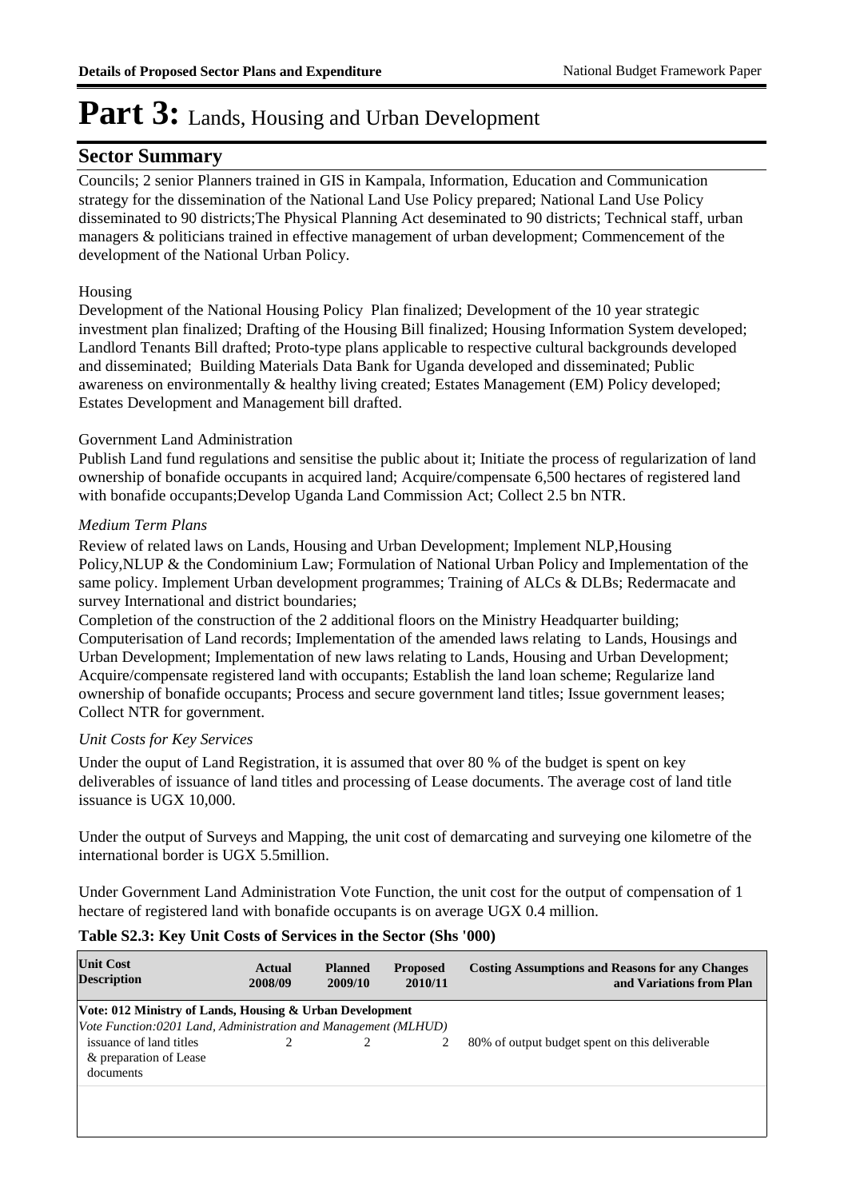# Part 3: Lands, Housing and Urban Development

## Sector Summary

Councils; 2 senior Planners trained in GIS in Kampala, Information, Education and Communication strategy for the dissemination of the National Land Use Policy prepared; National Land Use Policy disseminated to 90 districts;The Physical Planning Act deseminated to 90 districts; Technical staff, urban managers & politicians trained in effective management of urban development; Commencement of the development of the National Urban Policy.

Housing

Development of the National Housing Policy Plan finalized; Development of the 10 year strategic investment plan finalized; Drafting of the Housing Bill finalized; Housing Information System developed; Landlord Tenants Bill drafted; Proto-type plans applicable to respective cultural backgrounds developed and disseminated; Building Materials Data Bank for Uganda developed and disseminated; Public awareness on environmentally & healthy living created; Estates Management (EM) Policy developed; Estates Development and Management bill drafted.

Government Land Administration

Publish Land fund regulations and sensitise the public about it; Initiate the process of regularization of land ownership of bonafide occupants in acquired land; Acquire/compensate 6,500 hectares of registered land with bonafide occupants;Develop Uganda Land Commission Act; Collect 2.5 bn NTR.

*Medium Term Plans*

Review of related laws on Lands, Housing and Urban Development; Implement NLP,Housing Policy,NLUP & the Condominium Law; Formulation of National Urban Policy and Implementation of the same policy. Implement Urban development programmes; Training of ALCs & DLBs; Redermacate and survey International and district boundaries;

Completion of the construction of the 2 additional floors on the Ministry Headquarter building; Computerisation of Land records; Implementation of the amended laws relating to Lands, Housings and Urban Development; Implementation of new laws relating to Lands, Housing and Urban Development; Acquire/compensate registered land with occupants; Establish the land loan scheme; Regularize land ownership of bonafide occupants; Process and secure government land titles; Issue government leases; Collect NTR for government.

*Unit Costs for Key Services*

Under the ouput of Land Registration, it is assumed that over 80 % of the budget is spent on key deliverables of issuance of land titles and processing of Lease documents. The average cost of land title issuance is UGX 10,000.

Under the output of Surveys and Mapping, the unit cost of demarcating and surveying one kilometre of the international border is UGX 5.5million.

Under Government Land Administration Vote Function, the unit cost for the output of compensation of 1 hectare of registered land with bonafide occupants is on average UGX 0.4 million.

**Table S2.3: Key Unit Costs of Services in the Sector (Shs '000)**

| Unit Cost Description | Actual 2008/09 | Planned 2009/10 | Proposed 2010/11 | Costing Assumptions and Reasons for any Changes and Variations from Plan |
|---|---|---|---|---|
| **Vote: 012 Ministry of Lands, Housing & Urban Development** | | | | |
| *Vote Function:0201 Land, Administration and Management (MLHUD)* | | | | |
| issuance of land titles & preparation of Lease documents | 2 | 2 | 2 | 80% of output budget spent on this deliverable |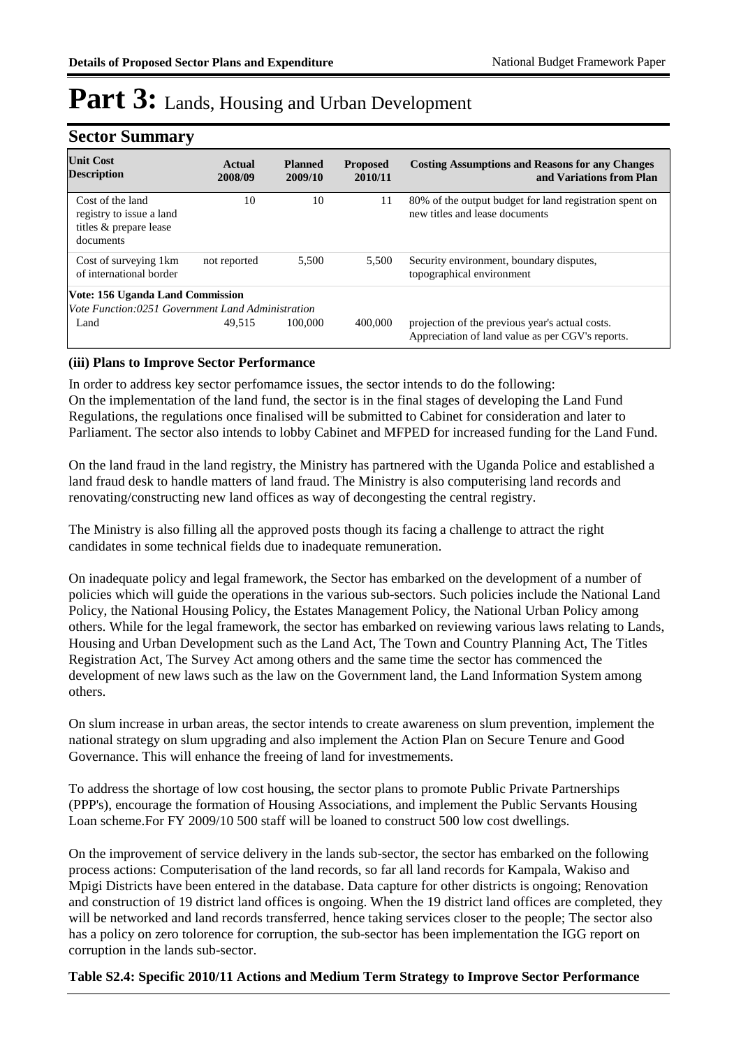# Part 3: Lands, Housing and Urban Development

## Sector Summary

| Unit Cost Description | Actual 2008/09 | Planned 2009/10 | Proposed 2010/11 | Costing Assumptions and Reasons for any Changes and Variations from Plan |
|---|---|---|---|---|
| Cost of the land registry to issue a land titles & prepare lease documents | 10 | 10 | 11 | 80% of the output budget for land registration spent on new titles and lease documents |
| Cost of surveying 1km of international border | not reported | 5,500 | 5,500 | Security environment, boundary disputes, topographical environment |
| **Vote: 156 Uganda Land Commission** | | | | |
| *Vote Function:0251 Government Land Administration* | | | | |
| Land | 49,515 | 100,000 | 400,000 | projection of the previous year's actual costs. Appreciation of land value as per CGV's reports. |

### (iii) Plans to Improve Sector Performance

In order to address key sector perfomamce issues, the sector intends to do the following:
On the implementation of the land fund, the sector is in the final stages of developing the Land Fund Regulations, the regulations once finalised will be submitted to Cabinet for consideration and later to Parliament. The sector also intends to lobby Cabinet and MFPED for increased funding for the Land Fund.

On the land fraud in the land registry, the Ministry has partnered with the Uganda Police and established a land fraud desk to handle matters of land fraud. The Ministry is also computerising land records and renovating/constructing new land offices as way of decongesting the central registry.

The Ministry is also filling all the approved posts though its facing a challenge to attract the right candidates in some technical fields due to inadequate remuneration.

On inadequate policy and legal framework, the Sector has embarked on the development of a number of policies which will guide the operations in the various sub-sectors. Such policies include the National Land Policy, the National Housing Policy, the Estates Management Policy, the National Urban Policy among others. While for the legal framework, the sector has embarked on reviewing various laws relating to Lands, Housing and Urban Development such as the Land Act, The Town and Country Planning Act, The Titles Registration Act, The Survey Act among others and the same time the sector has commenced the development of new laws such as the law on the Government land, the Land Information System among others.

On slum increase in urban areas, the sector intends to create awareness on slum prevention, implement the national strategy on slum upgrading and also implement the Action Plan on Secure Tenure and Good Governance. This will enhance the freeing of land for investmements.

To address the shortage of low cost housing, the sector plans to promote Public Private Partnerships (PPP's), encourage the formation of Housing Associations, and implement the Public Servants Housing Loan scheme.For FY 2009/10 500 staff will be loaned to construct 500 low cost dwellings.

On the improvement of service delivery in the lands sub-sector, the sector has embarked on the following process actions: Computerisation of the land records, so far all land records for Kampala, Wakiso and Mpigi Districts have been entered in the database. Data capture for other districts is ongoing; Renovation and construction of 19 district land offices is ongoing. When the 19 district land offices are completed, they will be networked and land records transferred, hence taking services closer to the people; The sector also has a policy on zero tolorence for corruption, the sub-sector has been implementation the IGG report on corruption in the lands sub-sector.

**Table S2.4: Specific 2010/11 Actions and Medium Term Strategy to Improve Sector Performance**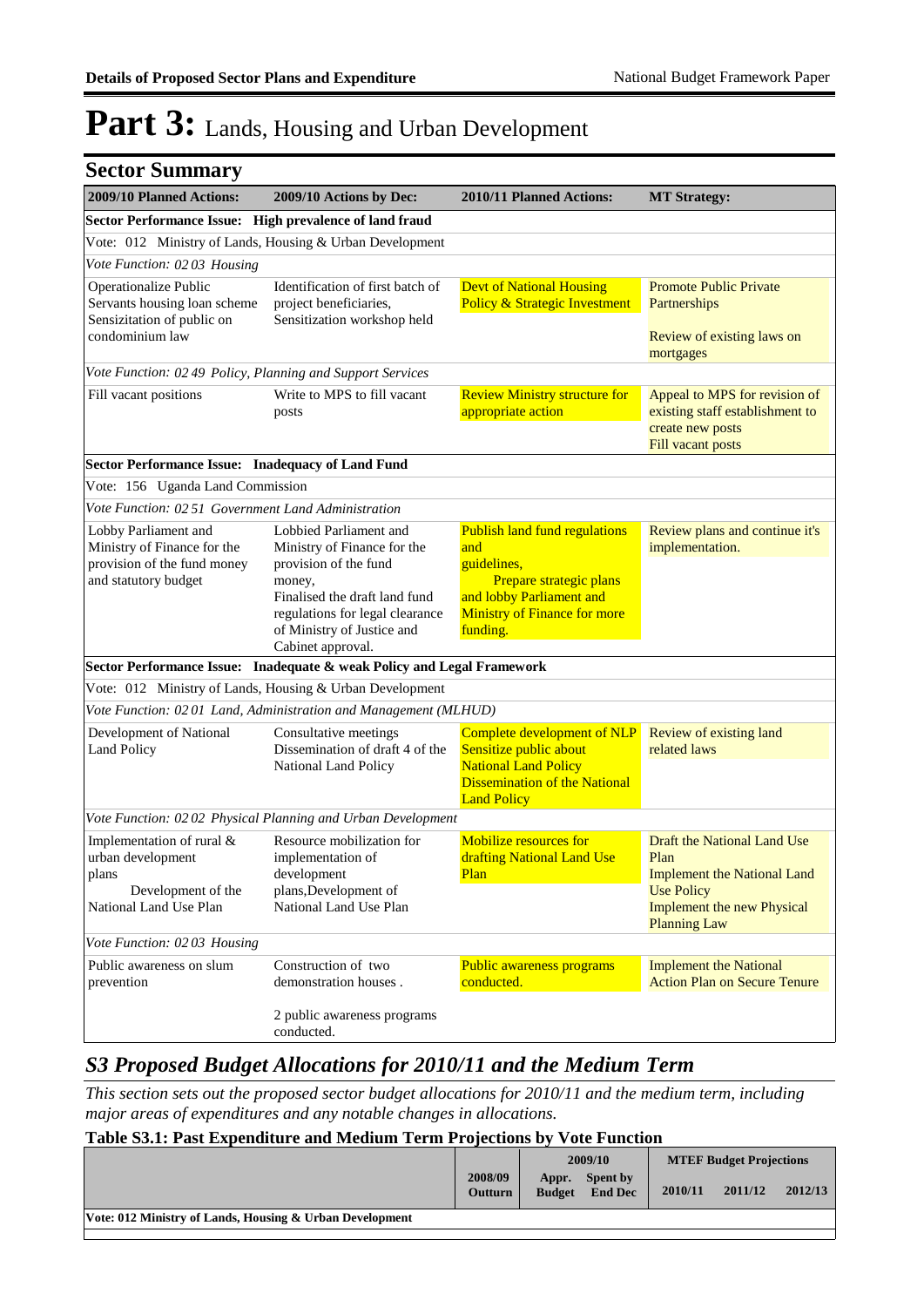# Part 3: Lands, Housing and Urban Development

## Sector Summary

| 2009/10 Planned Actions: | 2009/10 Actions by Dec: | 2010/11 Planned Actions: | MT Strategy: |
|---|---|---|---|
| **Sector Performance Issue: High prevalence of land fraud** | | | |
| Vote: 012 Ministry of Lands, Housing & Urban Development | | | |
| *Vote Function: 02 03 Housing* | | | |
| Operationalize Public Servants housing loan scheme Sensizitation of public on condominium law | Identification of first batch of project beneficiaries, Sensitization workshop held | Devt of National Housing Policy & Strategic Investment | Promote Public Private Partnerships<br><br>Review of existing laws on mortgages |
| *Vote Function: 02 49 Policy, Planning and Support Services* | | | |
| Fill vacant positions | Write to MPS to fill vacant posts | Review Ministry structure for appropriate action | Appeal to MPS for revision of existing staff establishment to create new posts<br>Fill vacant posts |
| **Sector Performance Issue: Inadequacy of Land Fund** | | | |
| Vote: 156 Uganda Land Commission | | | |
| *Vote Function: 02 51 Government Land Administration* | | | |
| Lobby Parliament and Ministry of Finance for the provision of the fund money and statutory budget | Lobbied Parliament and Ministry of Finance for the provision of the fund money,<br>Finalised the draft land fund regulations for legal clearance of Ministry of Justice and Cabinet approval. | Publish land fund regulations and guidelines,<br>Prepare strategic plans and lobby Parliament and Ministry of Finance for more funding. | Review plans and continue it's implementation. |
| **Sector Performance Issue: Inadequate & weak Policy and Legal Framework** | | | |
| Vote: 012 Ministry of Lands, Housing & Urban Development | | | |
| *Vote Function: 02 01 Land, Administration and Management (MLHUD)* | | | |
| Development of National Land Policy | Consultative meetings<br>Dissemination of draft 4 of the National Land Policy | Complete development of NLP<br>Sensitize public about National Land Policy<br>Dissemination of the National Land Policy | Review of existing land related laws |
| *Vote Function: 02 02 Physical Planning and Urban Development* | | | |
| Implementation of rural & urban development plans<br>Development of the National Land Use Plan | Resource mobilization for implementation of development plans,Development of National Land Use Plan | Mobilize resources for drafting National Land Use Plan | Draft the National Land Use Plan<br>Implement the National Land Use Policy<br>Implement the new Physical Planning Law |
| *Vote Function: 02 03 Housing* | | | |
| Public awareness on slum prevention | Construction of two demonstration houses .<br><br>2 public awareness programs conducted. | Public awareness programs conducted. | Implement the National Action Plan on Secure Tenure |

## *S3 Proposed Budget Allocations for 2010/11 and the Medium Term*

*This section sets out the proposed sector budget allocations for 2010/11 and the medium term, including major areas of expenditures and any notable changes in allocations.*

### Table S3.1: Past Expenditure and Medium Term Projections by Vote Function

| | 2008/09 Outturn | 2009/10 Appr. Budget | 2009/10 Spent by End Dec | MTEF Budget Projections 2010/11 | 2011/12 | 2012/13 |
|---|---|---|---|---|---|---|
| **Vote: 012 Ministry of Lands, Housing & Urban Development** | | | | | | |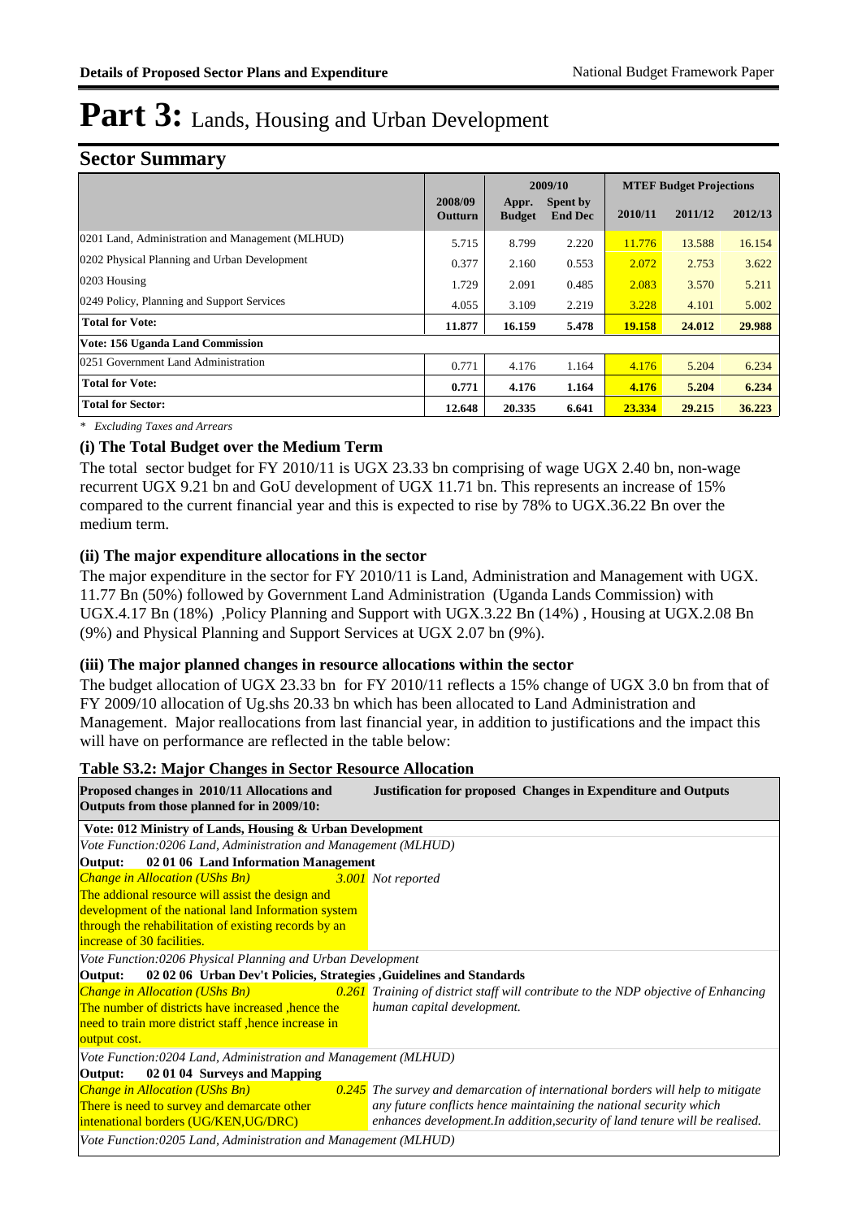# Part 3: Lands, Housing and Urban Development

## Sector Summary

| | 2008/09 Outturn | 2009/10 Appr. Budget | 2009/10 Spent by End Dec | MTEF Budget Projections 2010/11 | 2011/12 | 2012/13 |
|---|---|---|---|---|---|---|
| 0201 Land, Administration and Management (MLHUD) | 5.715 | 8.799 | 2.220 | 11.776 | 13.588 | 16.154 |
| 0202 Physical Planning and Urban Development | 0.377 | 2.160 | 0.553 | 2.072 | 2.753 | 3.622 |
| 0203 Housing | 1.729 | 2.091 | 0.485 | 2.083 | 3.570 | 5.211 |
| 0249 Policy, Planning and Support Services | 4.055 | 3.109 | 2.219 | 3.228 | 4.101 | 5.002 |
| **Total for Vote:** | **11.877** | **16.159** | **5.478** | **19.158** | **24.012** | **29.988** |
| **Vote: 156 Uganda Land Commission** | | | | | | |
| 0251 Government Land Administration | 0.771 | 4.176 | 1.164 | 4.176 | 5.204 | 6.234 |
| **Total for Vote:** | **0.771** | **4.176** | **1.164** | **4.176** | **5.204** | **6.234** |
| **Total for Sector:** | **12.648** | **20.335** | **6.641** | **23.334** | **29.215** | **36.223** |

*\* Excluding Taxes and Arrears*

### (i) The Total Budget over the Medium Term

The total sector budget for FY 2010/11 is UGX 23.33 bn comprising of wage UGX 2.40 bn, non-wage recurrent UGX 9.21 bn and GoU development of UGX 11.71 bn. This represents an increase of 15% compared to the current financial year and this is expected to rise by 78% to UGX.36.22 Bn over the medium term.

### (ii) The major expenditure allocations in the sector

The major expenditure in the sector for FY 2010/11 is Land, Administration and Management with UGX. 11.77 Bn (50%) followed by Government Land Administration (Uganda Lands Commission) with UGX.4.17 Bn (18%) ,Policy Planning and Support with UGX.3.22 Bn (14%) , Housing at UGX.2.08 Bn (9%) and Physical Planning and Support Services at UGX 2.07 bn (9%).

### (iii) The major planned changes in resource allocations within the sector

The budget allocation of UGX 23.33 bn for FY 2010/11 reflects a 15% change of UGX 3.0 bn from that of FY 2009/10 allocation of Ug.shs 20.33 bn which has been allocated to Land Administration and Management. Major reallocations from last financial year, in addition to justifications and the impact this will have on performance are reflected in the table below:

**Table S3.2: Major Changes in Sector Resource Allocation**

| Proposed changes in 2010/11 Allocations and Outputs from those planned for in 2009/10: | | Justification for proposed Changes in Expenditure and Outputs |
|---|---|---|
| **Vote: 012 Ministry of Lands, Housing & Urban Development** | | |
| *Vote Function:0206 Land, Administration and Management (MLHUD)* | | |
| **Output: 02 01 06 Land Information Management** | | |
| *Change in Allocation (UShs Bn)* The addional resource will assist the design and development of the national land Information system through the rehabilitation of existing records by an increase of 30 facilities. | *3.001* | *Not reported* |
| *Vote Function:0206 Physical Planning and Urban Development* | | |
| **Output: 02 02 06 Urban Dev't Policies, Strategies ,Guidelines and Standards** | | |
| *Change in Allocation (UShs Bn)* The number of districts have increased ,hence the need to train more district staff ,hence increase in output cost. | *0.261* | *Training of district staff will contribute to the NDP objective of Enhancing human capital development.* |
| *Vote Function:0204 Land, Administration and Management (MLHUD)* | | |
| **Output: 02 01 04 Surveys and Mapping** | | |
| *Change in Allocation (UShs Bn)* There is need to survey and demarcate other intenational borders (UG/KEN,UG/DRC) | *0.245* | *The survey and demarcation of international borders will help to mitigate any future conflicts hence maintaining the national security which enhances development.In addition,security of land tenure will be realised.* |
| *Vote Function:0205 Land, Administration and Management (MLHUD)* | | |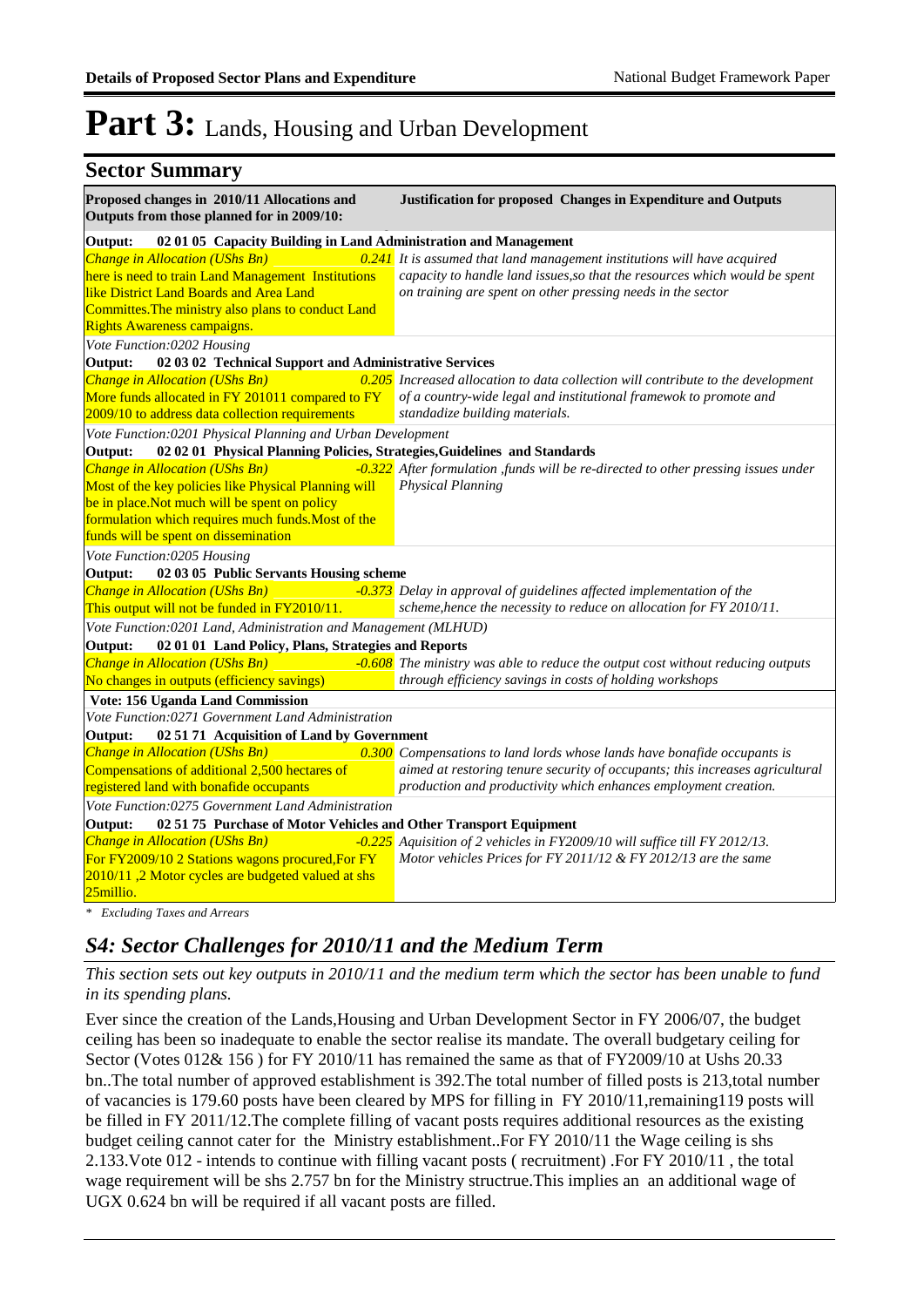# Part 3: Lands, Housing and Urban Development

## Sector Summary

| Proposed changes in 2010/11 Allocations and Outputs from those planned for in 2009/10: | Justification for proposed Changes in Expenditure and Outputs |
|---|---|
| **Output: 02 01 05 Capacity Building in Land Administration and Management** | |
| *Change in Allocation (UShs Bn)* **0.241** here is need to train Land Management Institutions like District Land Boards and Area Land Committes.The ministry also plans to conduct Land Rights Awareness campaigns. | *It is assumed that land management institutions will have acquired capacity to handle land issues,so that the resources which would be spent on training are spent on other pressing needs in the sector* |
| *Vote Function:0202 Housing* | |
| **Output: 02 03 02 Technical Support and Administrative Services** | |
| *Change in Allocation (UShs Bn)* **0.205** More funds allocated in FY 201011 compared to FY 2009/10 to address data collection requirements | *Increased allocation to data collection will contribute to the development of a country-wide legal and institutional framewok to promote and standadize building materials.* |
| *Vote Function:0201 Physical Planning and Urban Development* | |
| **Output: 02 02 01 Physical Planning Policies, Strategies,Guidelines and Standards** | |
| *Change in Allocation (UShs Bn)* **-0.322** Most of the key policies like Physical Planning will be in place.Not much will be spent on policy formulation which requires much funds.Most of the funds will be spent on dissemination | *After formulation ,funds will be re-directed to other pressing issues under Physical Planning* |
| *Vote Function:0205 Housing* | |
| **Output: 02 03 05 Public Servants Housing scheme** | |
| *Change in Allocation (UShs Bn)* **-0.373** This output will not be funded in FY2010/11. | *Delay in approval of guidelines affected implementation of the scheme,hence the necessity to reduce on allocation for FY 2010/11.* |
| *Vote Function:0201 Land, Administration and Management (MLHUD)* | |
| **Output: 02 01 01 Land Policy, Plans, Strategies and Reports** | |
| *Change in Allocation (UShs Bn)* **-0.608** No changes in outputs (efficiency savings) | *The ministry was able to reduce the output cost without reducing outputs through efficiency savings in costs of holding workshops* |
| **Vote: 156 Uganda Land Commission** | |
| *Vote Function:0271 Government Land Administration* | |
| **Output: 02 51 71 Acquisition of Land by Government** | |
| *Change in Allocation (UShs Bn)* **0.300** Compensations of additional 2,500 hectares of registered land with bonafide occupants | *Compensations to land lords whose lands have bonafide occupants is aimed at restoring tenure security of occupants; this increases agricultural production and productivity which enhances employment creation.* |
| *Vote Function:0275 Government Land Administration* | |
| **Output: 02 51 75 Purchase of Motor Vehicles and Other Transport Equipment** | |
| *Change in Allocation (UShs Bn)* **-0.225** For FY2009/10 2 Stations wagons procured,For FY 2010/11 ,2 Motor cycles are budgeted valued at shs 25millio. | *Aquisition of 2 vehicles in FY2009/10 will suffice till FY 2012/13. Motor vehicles Prices for FY 2011/12 & FY 2012/13 are the same* |

*\* Excluding Taxes and Arrears*

## *S4: Sector Challenges for 2010/11 and the Medium Term*

*This section sets out key outputs in 2010/11 and the medium term which the sector has been unable to fund in its spending plans.*

Ever since the creation of the Lands,Housing and Urban Development Sector in FY 2006/07, the budget ceiling has been so inadequate to enable the sector realise its mandate. The overall budgetary ceiling for Sector (Votes 012& 156 ) for FY 2010/11 has remained the same as that of FY2009/10 at Ushs 20.33 bn..The total number of approved establishment is 392.The total number of filled posts is 213,total number of vacancies is 179.60 posts have been cleared by MPS for filling in FY 2010/11,remaining119 posts will be filled in FY 2011/12.The complete filling of vacant posts requires additional resources as the existing budget ceiling cannot cater for the Ministry establishment..For FY 2010/11 the Wage ceiling is shs 2.133.Vote 012 - intends to continue with filling vacant posts ( recruitment) .For FY 2010/11 , the total wage requirement will be shs 2.757 bn for the Ministry structrue.This implies an an additional wage of UGX 0.624 bn will be required if all vacant posts are filled.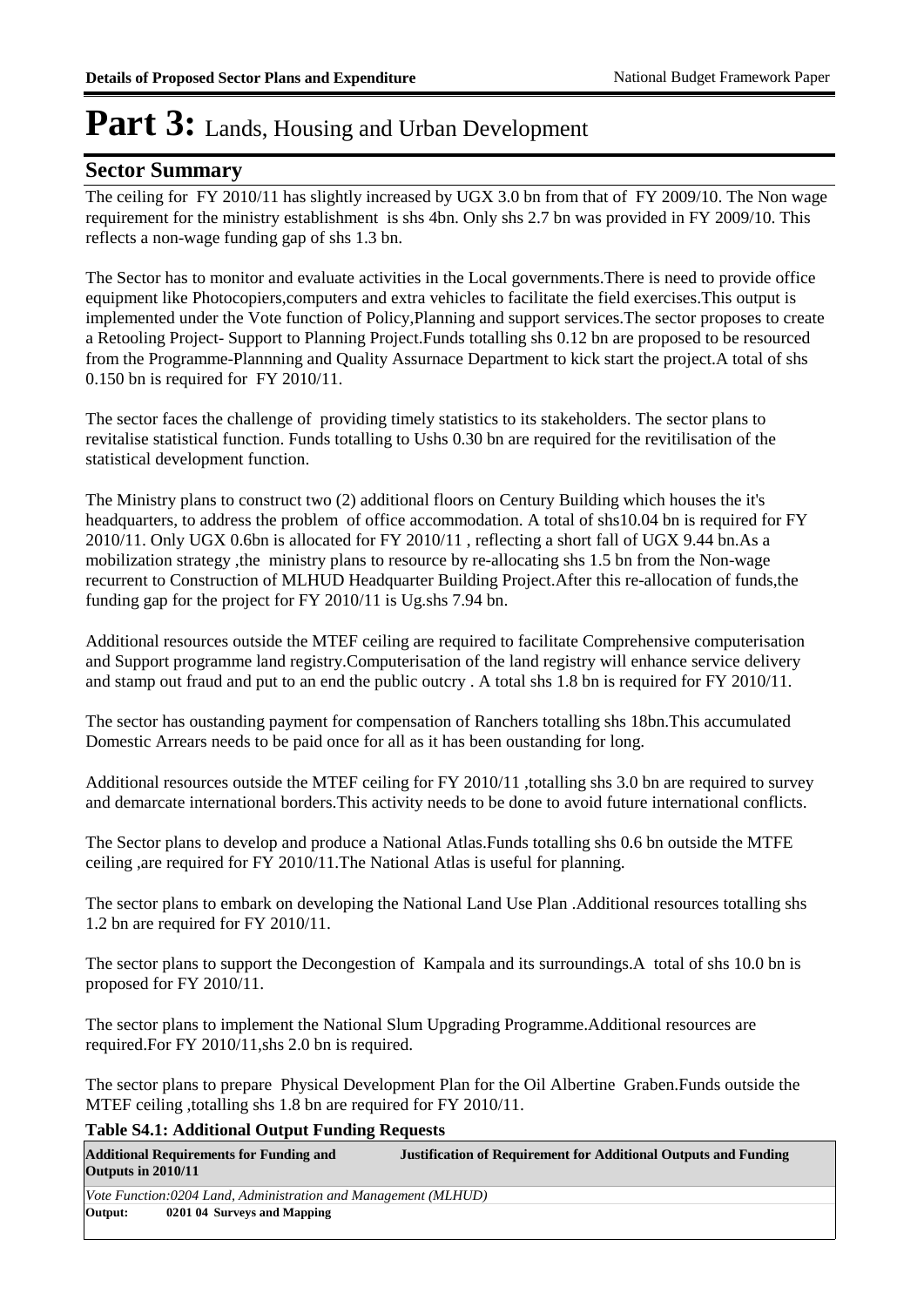# Part 3: Lands, Housing and Urban Development

## Sector Summary

The ceiling for FY 2010/11 has slightly increased by UGX 3.0 bn from that of FY 2009/10. The Non wage requirement for the ministry establishment is shs 4bn. Only shs 2.7 bn was provided in FY 2009/10. This reflects a non-wage funding gap of shs 1.3 bn.

The Sector has to monitor and evaluate activities in the Local governments.There is need to provide office equipment like Photocopiers,computers and extra vehicles to facilitate the field exercises.This output is implemented under the Vote function of Policy,Planning and support services.The sector proposes to create a Retooling Project- Support to Planning Project.Funds totalling shs 0.12 bn are proposed to be resourced from the Programme-Plannning and Quality Assurnace Department to kick start the project.A total of shs 0.150 bn is required for FY 2010/11.

The sector faces the challenge of providing timely statistics to its stakeholders. The sector plans to revitalise statistical function. Funds totalling to Ushs 0.30 bn are required for the revitilisation of the statistical development function.

The Ministry plans to construct two (2) additional floors on Century Building which houses the it's headquarters, to address the problem of office accommodation. A total of shs10.04 bn is required for FY 2010/11. Only UGX 0.6bn is allocated for FY 2010/11 , reflecting a short fall of UGX 9.44 bn.As a mobilization strategy ,the ministry plans to resource by re-allocating shs 1.5 bn from the Non-wage recurrent to Construction of MLHUD Headquarter Building Project.After this re-allocation of funds,the funding gap for the project for FY 2010/11 is Ug.shs 7.94 bn.

Additional resources outside the MTEF ceiling are required to facilitate Comprehensive computerisation and Support programme land registry.Computerisation of the land registry will enhance service delivery and stamp out fraud and put to an end the public outcry . A total shs 1.8 bn is required for FY 2010/11.

The sector has oustanding payment for compensation of Ranchers totalling shs 18bn.This accumulated Domestic Arrears needs to be paid once for all as it has been oustanding for long.

Additional resources outside the MTEF ceiling for FY 2010/11 ,totalling shs 3.0 bn are required to survey and demarcate international borders.This activity needs to be done to avoid future international conflicts.

The Sector plans to develop and produce a National Atlas.Funds totalling shs 0.6 bn outside the MTFE ceiling ,are required for FY 2010/11.The National Atlas is useful for planning.

The sector plans to embark on developing the National Land Use Plan .Additional resources totalling shs 1.2 bn are required for FY 2010/11.

The sector plans to support the Decongestion of Kampala and its surroundings.A total of shs 10.0 bn is proposed for FY 2010/11.

The sector plans to implement the National Slum Upgrading Programme.Additional resources are required.For FY 2010/11,shs 2.0 bn is required.

The sector plans to prepare Physical Development Plan for the Oil Albertine Graben.Funds outside the MTEF ceiling ,totalling shs 1.8 bn are required for FY 2010/11.

**Table S4.1: Additional Output Funding Requests**

| Additional Requirements for Funding and Outputs in 2010/11 | Justification of Requirement for Additional Outputs and Funding |
|---|---|
| *Vote Function:0204 Land, Administration and Management (MLHUD)* | |
| **Output: 0201 04 Surveys and Mapping** | |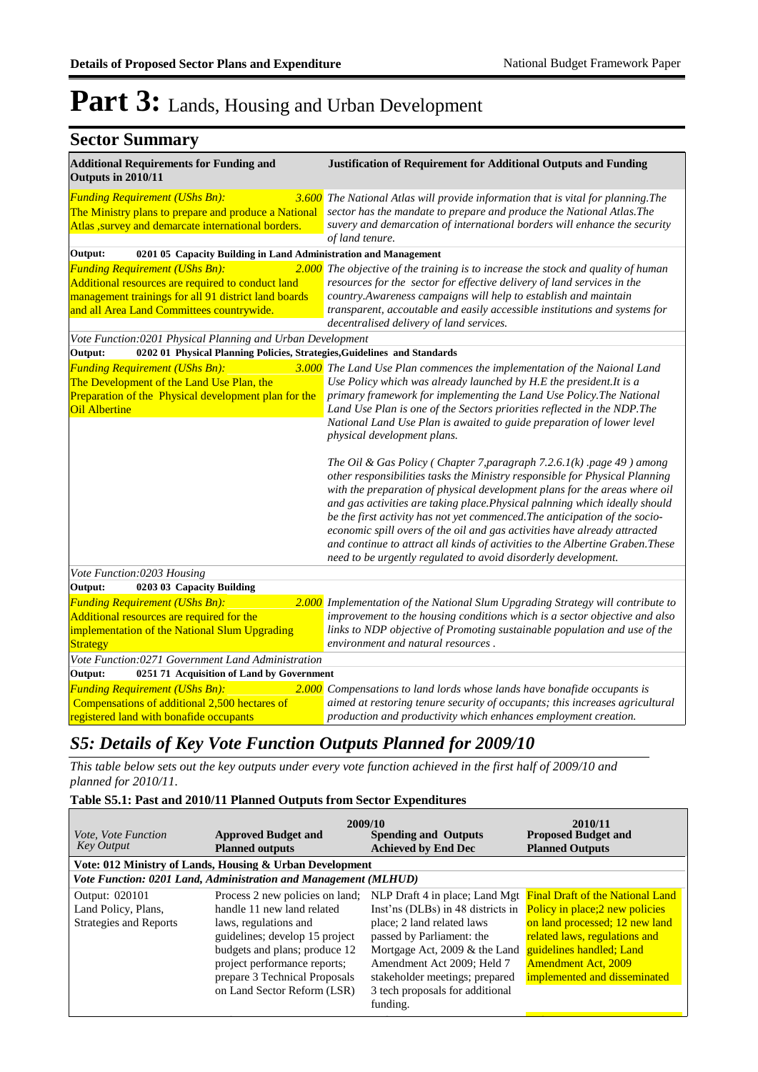# Part 3: Lands, Housing and Urban Development

## Sector Summary

| Additional Requirements for Funding and Outputs in 2010/11 | Justification of Requirement for Additional Outputs and Funding |
|---|---|
| *Funding Requirement (UShs Bn):* 3.600 The Ministry plans to prepare and produce a National Atlas ,survey and demarcate international borders. | *The National Atlas will provide information that is vital for planning.The sector has the mandate to prepare and produce the National Atlas.The suvery and demarcation of international borders will enhance the security of land tenure.* |
| **Output: 0201 05 Capacity Building in Land Administration and Management** | |
| *Funding Requirement (UShs Bn):* 2.000 Additional resources are required to conduct land management trainings for all 91 district land boards and all Area Land Committees countrywide. | *The objective of the training is to increase the stock and quality of human resources for the sector for effective delivery of land services in the country.Awareness campaigns will help to establish and maintain transparent, accoutable and easily accessible institutions and systems for decentralised delivery of land services.* |
| *Vote Function:0201 Physical Planning and Urban Development* | |
| **Output: 0202 01 Physical Planning Policies, Strategies,Guidelines and Standards** | |
| *Funding Requirement (UShs Bn):* 3.000 The Development of the Land Use Plan, the Preparation of the Physical development plan for the Oil Albertine | *The Land Use Plan commences the implementation of the Naional Land Use Policy which was already launched by H.E the president.It is a primary framework for implementing the Land Use Policy.The National Land Use Plan is one of the Sectors priorities reflected in the NDP.The National Land Use Plan is awaited to guide preparation of lower level physical development plans.*<br><br>*The Oil & Gas Policy ( Chapter 7,paragraph 7.2.6.1(k) .page 49 ) among other responsibilities tasks the Ministry responsible for Physical Planning with the preparation of physical development plans for the areas where oil and gas activities are taking place.Physical palnning which ideally should be the first activity has not yet commenced.The anticipation of the socio-economic spill overs of the oil and gas activities have already attracted and continue to attract all kinds of activities to the Albertine Graben.These need to be urgently regulated to avoid disorderly development.* |
| *Vote Function:0203 Housing* | |
| **Output: 0203 03 Capacity Building** | |
| *Funding Requirement (UShs Bn):* 2.000 Additional resources are required for the implementation of the National Slum Upgrading Strategy | *Implementation of the National Slum Upgrading Strategy will contribute to improvement to the housing conditions which is a sector objective and also links to NDP objective of Promoting sustainable population and use of the environment and natural resources .* |
| *Vote Function:0271 Government Land Administration* | |
| **Output: 0251 71 Acquisition of Land by Government** | |
| *Funding Requirement (UShs Bn):* 2.000 Compensations of additional 2,500 hectares of registered land with bonafide occupants | *Compensations to land lords whose lands have bonafide occupants is aimed at restoring tenure security of occupants; this increases agricultural production and productivity which enhances employment creation.* |

## *S5: Details of Key Vote Function Outputs Planned for 2009/10*

*This table below sets out the key outputs under every vote function achieved in the first half of 2009/10 and planned for 2010/11.*

**Table S5.1: Past and 2010/11 Planned Outputs from Sector Expenditures**

| *Vote, Vote Function Key Output* | 2009/10 **Approved Budget and Planned outputs** | **Spending and Outputs Achieved by End Dec** | 2010/11 **Proposed Budget and Planned Outputs** |
|---|---|---|---|
| **Vote: 012 Ministry of Lands, Housing & Urban Development** | | | |
| ***Vote Function: 0201 Land, Administration and Management (MLHUD)*** | | | |
| Output: 020101 Land Policy, Plans, Strategies and Reports | Process 2 new policies on land; handle 11 new land related laws, regulations and guidelines; develop 15 project budgets and plans; produce 12 project performance reports; prepare 3 Technical Proposals on Land Sector Reform (LSR) | NLP Draft 4 in place; Land Mgt Inst'ns (DLBs) in 48 districts in place; 2 land related laws passed by Parliament: the Mortgage Act, 2009 & the Land Amendment Act 2009; Held 7 stakeholder meetings; prepared 3 tech proposals for additional funding. | Final Draft of the National Land Policy in place;2 new policies on land processed; 12 new land related laws, regulations and guidelines handled; Land Amendment Act, 2009 implemented and disseminated |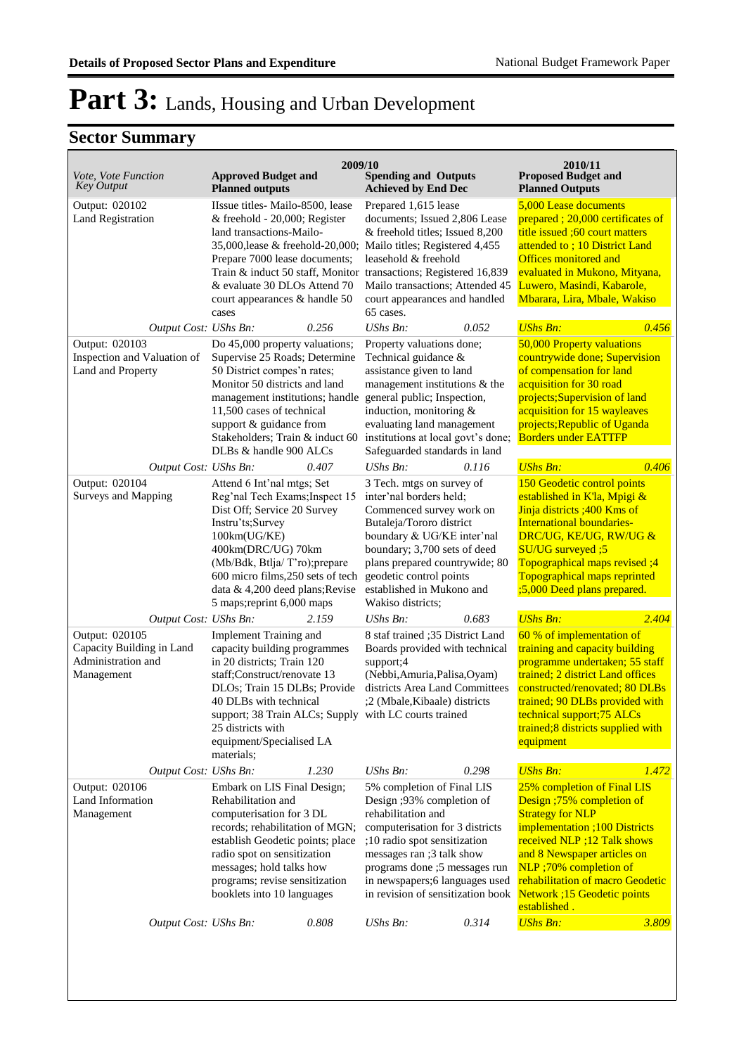# Part 3: Lands, Housing and Urban Development

## Sector Summary

| Vote, Vote Function Key Output | 2009/10 Approved Budget and Planned outputs | 2009/10 Spending and Outputs Achieved by End Dec | 2010/11 Proposed Budget and Planned Outputs |
|---|---|---|---|
| Output: 020102 Land Registration | IIssue titles- Mailo-8500, lease & freehold - 20,000; Register land transactions-Mailo-35,000,lease & freehold-20,000; Prepare 7000 lease documents; Train & induct 50 staff, Monitor & evaluate 30 DLOs Attend 70 court appearances & handle 50 cases | Prepared 1,615 lease documents; Issued 2,806 Lease & freehold titles; Issued 8,200 Mailo titles; Registered 4,455 leasehold & freehold transactions; Registered 16,839 Mailo transactions; Attended 45 court appearances and handled 65 cases. | 5,000 Lease documents prepared ; 20,000 certificates of title issued ;60 court matters attended to ; 10 District Land Offices monitored and evaluated in Mukono, Mityana, Luwero, Masindi, Kabarole, Mbarara, Lira, Mbale, Wakiso |
| *Output Cost:* | *UShs Bn:* 0.256 | *UShs Bn:* 0.052 | *UShs Bn:* 0.456 |
| Output: 020103 Inspection and Valuation of Land and Property | Do 45,000 property valuations; Supervise 25 Roads; Determine 50 District compes'n rates; Monitor 50 districts and land management institutions; handle 11,500 cases of technical support & guidance from Stakeholders; Train & induct 60 DLBs & handle 900 ALCs | Property valuations done; Technical guidance & assistance given to land management institutions & the general public; Inspection, induction, monitoring & evaluating land management institutions at local govt's done; Safeguarded standards in land | 50,000 Property valuations countrywide done; Supervision of compensation for land acquisition for 30 road projects;Supervision of land acquisition for 15 wayleaves projects;Republic of Uganda Borders under EATTFP |
| *Output Cost:* | *UShs Bn:* 0.407 | *UShs Bn:* 0.116 | *UShs Bn:* 0.406 |
| Output: 020104 Surveys and Mapping | Attend 6 Int'nal mtgs; Set Reg'nal Tech Exams;Inspect 15 Dist Off; Service 20 Survey Instru'ts;Survey 100km(UG/KE) 400km(DRC/UG) 70km (Mb/Bdk, Btlja/ T'ro);prepare 600 micro films,250 sets of tech data & 4,200 deed plans;Revise 5 maps;reprint 6,000 maps | 3 Tech. mtgs on survey of inter'nal borders held; Commenced survey work on Butaleja/Tororo district boundary & UG/KE inter'nal boundary; 3,700 sets of deed plans prepared countrywide; 80 geodetic control points established in Mukono and Wakiso districts; | 150 Geodetic control points established in K'la, Mpigi & Jinja districts ;400 Kms of International boundaries-DRC/UG, KE/UG, RW/UG & SU/UG surveyed ;5 Topographical maps revised ;4 Topographical maps reprinted ;5,000 Deed plans prepared. |
| *Output Cost:* | *UShs Bn:* 2.159 | *UShs Bn:* 0.683 | *UShs Bn:* 2.404 |
| Output: 020105 Capacity Building in Land Administration and Management | Implement Training and capacity building programmes in 20 districts; Train 120 staff;Construct/renovate 13 DLOs; Train 15 DLBs; Provide 40 DLBs with technical support; 38 Train ALCs; Supply 25 districts with equipment/Specialised LA materials; | 8 staf trained ;35 District Land Boards provided with technical support;4 (Nebbi,Amuria,Palisa,Oyam) districts Area Land Committees ;2 (Mbale,Kibaale) districts with LC courts trained | 60 % of implementation of training and capacity building programme undertaken; 55 staff trained; 2 district Land offices constructed/renovated; 80 DLBs trained; 90 DLBs provided with technical support;75 ALCs trained;8 districts supplied with equipment |
| *Output Cost:* | *UShs Bn:* 1.230 | *UShs Bn:* 0.298 | *UShs Bn:* 1.472 |
| Output: 020106 Land Information Management | Embark on LIS Final Design; Rehabilitation and computerisation for 3 DL records; rehabilitation of MGN; establish Geodetic points; place radio spot on sensitization messages; hold talks how programs; revise sensitization booklets into 10 languages | 5% completion of Final LIS Design ;93% completion of rehabilitation and computerisation for 3 districts ;10 radio spot sensitization messages ran ;3 talk show programs done ;5 messages run in newspapers;6 languages used in revision of sensitization book | 25% completion of Final LIS Design ;75% completion of Strategy for NLP implementation ;100 Districts received NLP ;12 Talk shows and 8 Newspaper articles on NLP ;70% completion of rehabilitation of macro Geodetic Network ;15 Geodetic points established . |
| *Output Cost:* | *UShs Bn:* 0.808 | *UShs Bn:* 0.314 | *UShs Bn:* 3.809 |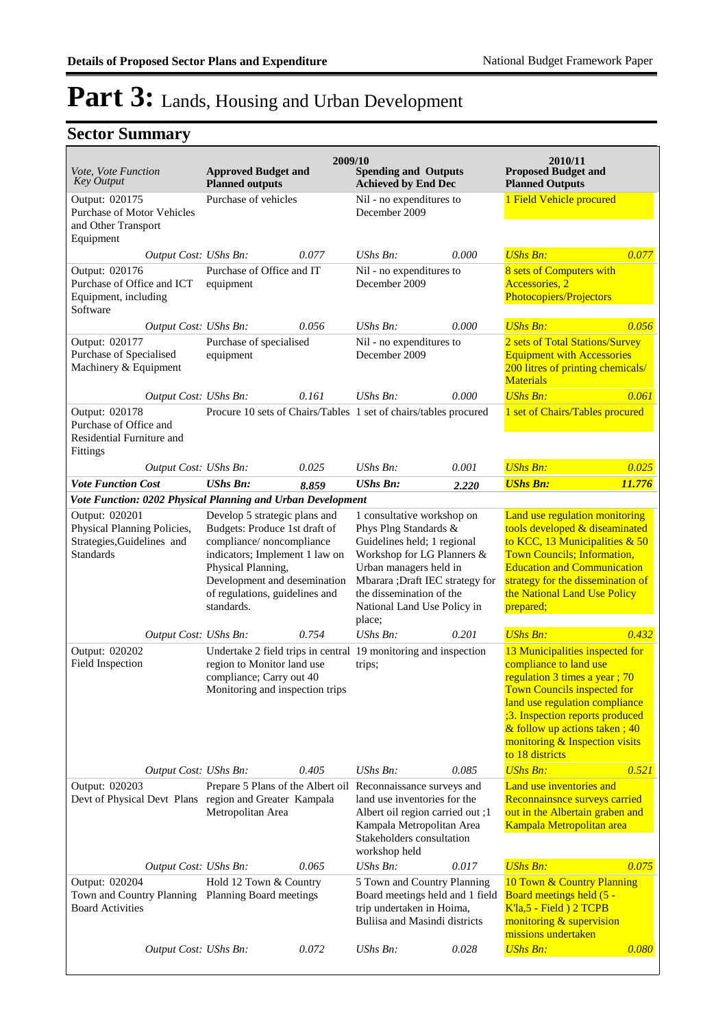# Part 3: Lands, Housing and Urban Development

## Sector Summary

| Vote, Vote Function *Key Output* | 2009/10 Approved Budget and Planned outputs | | 2009/10 Spending and Outputs Achieved by End Dec | | 2010/11 Proposed Budget and Planned Outputs | |
|---|---|---|---|---|---|---|
| Output: 020175 Purchase of Motor Vehicles and Other Transport Equipment | Purchase of vehicles | | Nil - no expenditures to December 2009 | | 1 Field Vehicle procured | |
| *Output Cost:* | *UShs Bn:* | *0.077* | *UShs Bn:* | *0.000* | *UShs Bn:* | *0.077* |
| Output: 020176 Purchase of Office and ICT Equipment, including Software | Purchase of Office and IT equipment | | Nil - no expenditures to December 2009 | | 8 sets of Computers with Accessories, 2 Photocopiers/Projectors | |
| *Output Cost:* | *UShs Bn:* | *0.056* | *UShs Bn:* | *0.000* | *UShs Bn:* | *0.056* |
| Output: 020177 Purchase of Specialised Machinery & Equipment | Purchase of specialised equipment | | Nil - no expenditures to December 2009 | | 2 sets of Total Stations/Survey Equipment with Accessories 200 litres of printing chemicals/ Materials | |
| *Output Cost:* | *UShs Bn:* | *0.161* | *UShs Bn:* | *0.000* | *UShs Bn:* | *0.061* |
| Output: 020178 Purchase of Office and Residential Furniture and Fittings | Procure 10 sets of Chairs/Tables | | 1 set of chairs/tables procured | | 1 set of Chairs/Tables procured | |
| *Output Cost:* | *UShs Bn:* | *0.025* | *UShs Bn:* | *0.001* | *UShs Bn:* | *0.025* |
| ***Vote Function Cost*** | ***UShs Bn:*** | ***8.859*** | ***UShs Bn:*** | ***2.220*** | ***UShs Bn:*** | ***11.776*** |
| ***Vote Function: 0202 Physical Planning and Urban Development*** | | | | | | |
| Output: 020201 Physical Planning Policies, Strategies,Guidelines and Standards | Develop 5 strategic plans and Budgets: Produce 1st draft of compliance/ noncompliance indicators; Implement 1 law on Physical Planning, Development and desemination of regulations, guidelines and standards. | | 1 consultative workshop on Phys Plng Standards & Guidelines held; 1 regional Workshop for LG Planners & Urban managers held in Mbarara ;Draft IEC strategy for the dissemination of the National Land Use Policy in place; | | Land use regulation monitoring tools developed & diseaminated to KCC, 13 Municipalities & 50 Town Councils; Information, Education and Communication strategy for the dissemination of the National Land Use Policy prepared; | |
| *Output Cost:* | *UShs Bn:* | *0.754* | *UShs Bn:* | *0.201* | *UShs Bn:* | *0.432* |
| Output: 020202 Field Inspection | Undertake 2 field trips in central region to Monitor land use compliance; Carry out 40 Monitoring and inspection trips | | 19 monitoring and inspection trips; | | 13 Municipalities inspected for compliance to land use regulation 3 times a year ; 70 Town Councils inspected for land use regulation compliance ;3. Inspection reports produced & follow up actions taken ; 40 monitoring & Inspection visits to 18 districts | |
| *Output Cost:* | *UShs Bn:* | *0.405* | *UShs Bn:* | *0.085* | *UShs Bn:* | *0.521* |
| Output: 020203 Devt of Physical Devt Plans | Prepare 5 Plans of the Albert oil region and Greater Kampala Metropolitan Area | | Reconnaissance surveys and land use inventories for the Albert oil region carried out ;1 Kampala Metropolitan Area Stakeholders consultation workshop held | | Land use inventories and Reconnainsnce surveys carried out in the Albertain graben and Kampala Metropolitan area | |
| *Output Cost:* | *UShs Bn:* | *0.065* | *UShs Bn:* | *0.017* | *UShs Bn:* | *0.075* |
| Output: 020204 Town and Country Planning Board Activities | Hold 12 Town & Country Planning Board meetings | | 5 Town and Country Planning Board meetings held and 1 field trip undertaken in Hoima, Buliisa and Masindi districts | | 10 Town & Country Planning Board meetings held (5 - K'la,5 - Field ) 2 TCPB monitoring & supervision missions undertaken | |
| *Output Cost:* | *UShs Bn:* | *0.072* | *UShs Bn:* | *0.028* | *UShs Bn:* | *0.080* |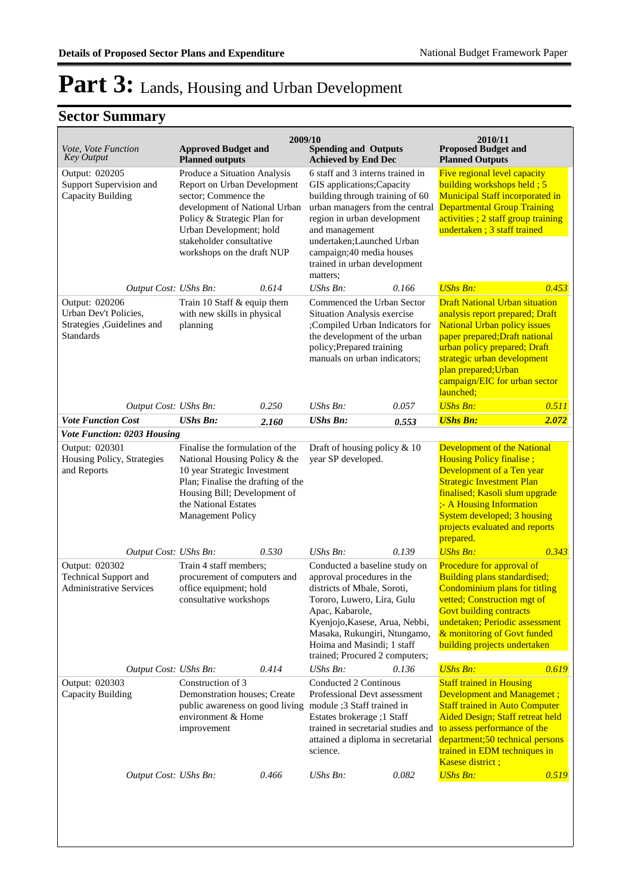# Part 3: Lands, Housing and Urban Development

## Sector Summary

| Vote, Vote Function Key Output | 2009/10 Approved Budget and Planned outputs | | 2009/10 Spending and Outputs Achieved by End Dec | | 2010/11 Proposed Budget and Planned Outputs | |
|---|---|---|---|---|---|---|
| Output: 020205 Support Supervision and Capacity Building | Produce a Situation Analysis Report on Urban Development sector; Commence the development of National Urban Policy & Strategic Plan for Urban Development; hold stakeholder consultative workshops on the draft NUP | | 6 staff and 3 interns trained in GIS applications;Capacity building through training of 60 urban managers from the central region in urban development and management undertaken;Launched Urban campaign;40 media houses trained in urban development matters; | | Five regional level capacity building workshops held ; 5 Municipal Staff incorporated in Departmental Group Training activities ; 2 staff group training undertaken ; 3 staff trained | |
| *Output Cost: UShs Bn:* | | *0.614* | *UShs Bn:* | *0.166* | *UShs Bn:* | *0.453* |
| Output: 020206 Urban Dev't Policies, Strategies ,Guidelines and Standards | Train 10 Staff & equip them with new skills in physical planning | | Commenced the Urban Sector Situation Analysis exercise ;Compiled Urban Indicators for the development of the urban policy;Prepared training manuals on urban indicators; | | Draft National Urban situation analysis report prepared; Draft National Urban policy issues paper prepared;Draft national urban policy prepared; Draft strategic urban development plan prepared;Urban campaign/EIC for urban sector launched; | |
| *Output Cost: UShs Bn:* | | *0.250* | *UShs Bn:* | *0.057* | *UShs Bn:* | *0.511* |
| ***Vote Function Cost*** | ***UShs Bn:*** | ***2.160*** | ***UShs Bn:*** | ***0.553*** | ***UShs Bn:*** | ***2.072*** |
| ***Vote Function: 0203 Housing*** | | | | | | |
| Output: 020301 Housing Policy, Strategies and Reports | Finalise the formulation of the National Housing Policy & the 10 year Strategic Investment Plan; Finalise the drafting of the Housing Bill; Development of the National Estates Management Policy | | Draft of housing policy & 10 year SP developed. | | Development of the National Housing Policy finalise ; Development of a Ten year Strategic Investment Plan finalised; Kasoli slum upgrade ;- A Housing Information System developed; 3 housing projects evaluated and reports prepared. | |
| *Output Cost: UShs Bn:* | | *0.530* | *UShs Bn:* | *0.139* | *UShs Bn:* | *0.343* |
| Output: 020302 Technical Support and Administrative Services | Train 4 staff members; procurement of computers and office equipment; hold consultative workshops | | Conducted a baseline study on approval procedures in the districts of Mbale, Soroti, Tororo, Luwero, Lira, Gulu Apac, Kabarole, Kyenjojo,Kasese, Arua, Nebbi, Masaka, Rukungiri, Ntungamo, Hoima and Masindi; 1 staff trained; Procured 2 computers; | | Procedure for approval of Building plans standardised; Condominium plans for titling vetted; Construction mgt of Govt building contracts undetaken; Periodic assessment & monitoring of Govt funded building projects undertaken | |
| *Output Cost: UShs Bn:* | | *0.414* | *UShs Bn:* | *0.136* | *UShs Bn:* | *0.619* |
| Output: 020303 Capacity Building | Construction of 3 Demonstration houses; Create public awareness on good living environment & Home improvement | | Conducted 2 Continous Professional Devt assessment module ;3 Staff trained in Estates brokerage ;1 Staff trained in secretarial studies and attained a diploma in secretarial science. | | Staff trained in Housing Development and Managemet ; Staff trained in Auto Computer Aided Design; Staff retreat held to assess performance of the department;50 technical persons trained in EDM techniques in Kasese district ; | |
| *Output Cost: UShs Bn:* | | *0.466* | *UShs Bn:* | *0.082* | *UShs Bn:* | *0.519* |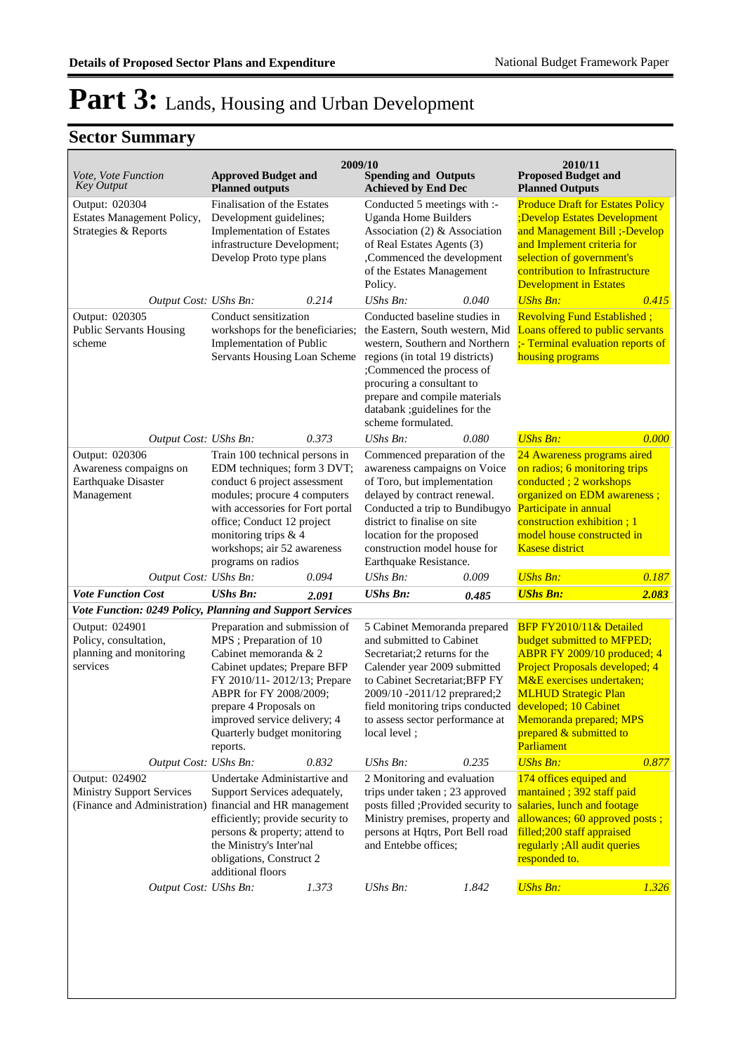# Part 3: Lands, Housing and Urban Development

## Sector Summary

| Vote, Vote Function Key Output | 2009/10 Approved Budget and Planned outputs | | 2009/10 Spending and Outputs Achieved by End Dec | | 2010/11 Proposed Budget and Planned Outputs | |
|---|---|---|---|---|---|---|
| Output: 020304 Estates Management Policy, Strategies & Reports | Finalisation of the Estates Development guidelines; Implementation of Estates infrastructure Development; Develop Proto type plans | | Conducted 5 meetings with :- Uganda Home Builders Association (2) & Association of Real Estates Agents (3) ,Commenced the development of the Estates Management Policy. | | Produce Draft for Estates Policy ;Develop Estates Development and Management Bill ;-Develop and Implement criteria for selection of government's contribution to Infrastructure Development in Estates | |
| *Output Cost:* | *UShs Bn:* | *0.214* | *UShs Bn:* | *0.040* | *UShs Bn:* | *0.415* |
| Output: 020305 Public Servants Housing scheme | Conduct sensitization workshops for the beneficiaries; Implementation of Public Servants Housing Loan Scheme | | Conducted baseline studies in the Eastern, South western, Mid western, Southern and Northern regions (in total 19 districts) ;Commenced the process of procuring a consultant to prepare and compile materials databank ;guidelines for the scheme formulated. | | Revolving Fund Established ; Loans offered to public servants ;- Terminal evaluation reports of housing programs | |
| *Output Cost:* | *UShs Bn:* | *0.373* | *UShs Bn:* | *0.080* | *UShs Bn:* | *0.000* |
| Output: 020306 Awareness compaigns on Earthquake Disaster Management | Train 100 technical persons in EDM techniques; form 3 DVT; conduct 6 project assessment modules; procure 4 computers with accessories for Fort portal office; Conduct 12 project monitoring trips & 4 workshops; air 52 awareness programs on radios | | Commenced preparation of the awareness campaigns on Voice of Toro, but implementation delayed by contract renewal. Conducted a trip to Bundibugyo district to finalise on site location for the proposed construction model house for Earthquake Resistance. | | 24 Awareness programs aired on radios; 6 monitoring trips conducted ; 2 workshops organized on EDM awareness ; Participate in annual construction exhibition ; 1 model house constructed in Kasese district | |
| *Output Cost:* | *UShs Bn:* | *0.094* | *UShs Bn:* | *0.009* | *UShs Bn:* | *0.187* |
| ***Vote Function Cost*** | ***UShs Bn:*** | ***2.091*** | ***UShs Bn:*** | ***0.485*** | ***UShs Bn:*** | ***2.083*** |
| ***Vote Function: 0249 Policy, Planning and Support Services*** | | | | | | |
| Output: 024901 Policy, consultation, planning and monitoring services | Preparation and submission of MPS ; Preparation of 10 Cabinet memoranda & 2 Cabinet updates; Prepare BFP FY 2010/11- 2012/13; Prepare ABPR for FY 2008/2009; prepare 4 Proposals on improved service delivery; 4 Quarterly budget monitoring reports. | | 5 Cabinet Memoranda prepared and submitted to Cabinet Secretariat;2 returns for the Calender year 2009 submitted to Cabinet Secretariat;BFP FY 2009/10 -2011/12 preprared;2 field monitoring trips conducted to assess sector performance at local level ; | | BFP FY2010/11& Detailed budget submitted to MFPED; ABPR FY 2009/10 produced; 4 Project Proposals developed; 4 M&E exercises undertaken; MLHUD Strategic Plan developed; 10 Cabinet Memoranda prepared; MPS prepared & submitted to Parliament | |
| *Output Cost:* | *UShs Bn:* | *0.832* | *UShs Bn:* | *0.235* | *UShs Bn:* | *0.877* |
| Output: 024902 Ministry Support Services (Finance and Administration) | Undertake Administartive and Support Services adequately, financial and HR management efficiently; provide security to persons & property; attend to the Ministry's Inter'nal obligations, Construct 2 additional floors | | 2 Monitoring and evaluation trips under taken ; 23 approved posts filled ;Provided security to Ministry premises, property and persons at Hqtrs, Port Bell road and Entebbe offices; | | 174 offices equiped and mantained ; 392 staff paid salaries, lunch and footage allowances; 60 approved posts ; filled;200 staff appraised regularly ;All audit queries responded to. | |
| *Output Cost:* | *UShs Bn:* | *1.373* | *UShs Bn:* | *1.842* | *UShs Bn:* | *1.326* |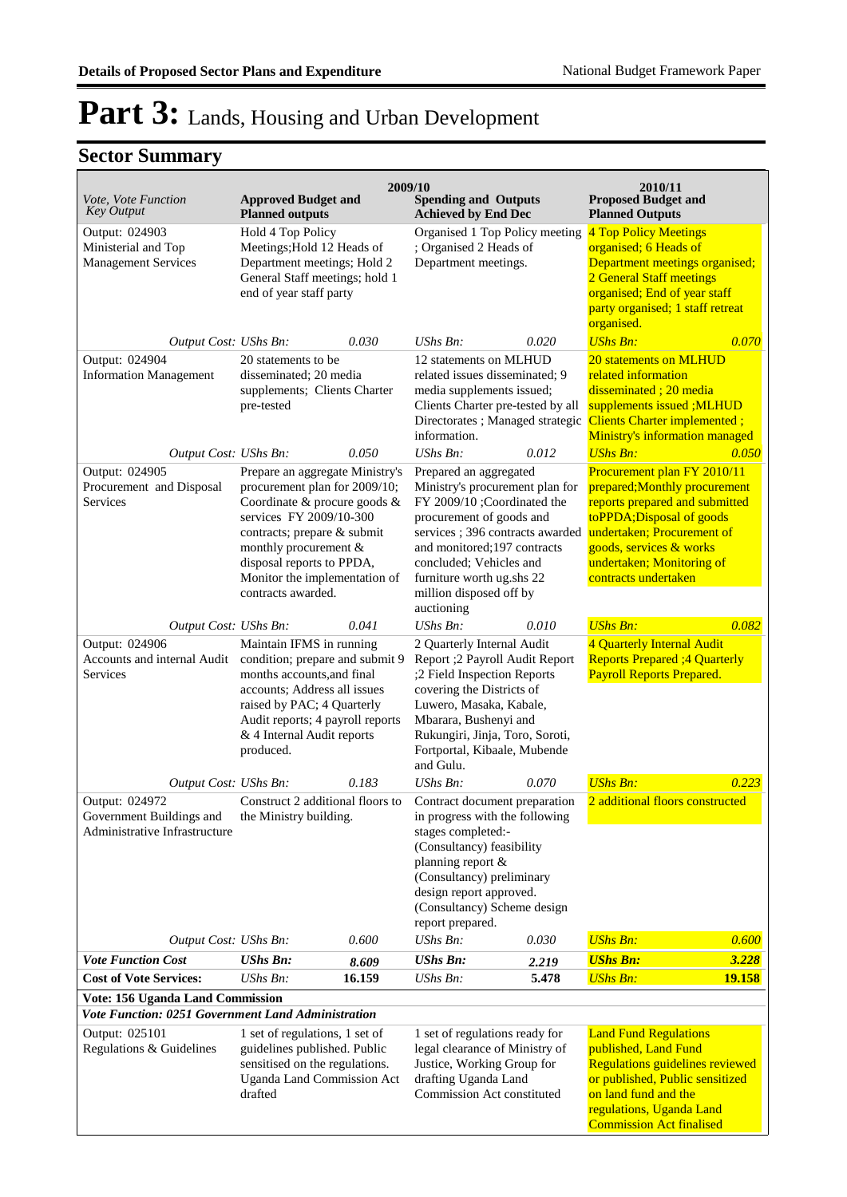# Part 3: Lands, Housing and Urban Development

## Sector Summary

| *Vote, Vote Function Key Output* | 2009/10 **Approved Budget and Planned outputs** | | **Spending and Outputs Achieved by End Dec** | | 2010/11 **Proposed Budget and Planned Outputs** | |
|---|---|---|---|---|---|---|
| Output: 024903 Ministerial and Top Management Services | Hold 4 Top Policy Meetings;Hold 12 Heads of Department meetings; Hold 2 General Staff meetings; hold 1 end of year staff party | | Organised 1 Top Policy meeting ; Organised 2 Heads of Department meetings. | | 4 Top Policy Meetings organised; 6 Heads of Department meetings organised; 2 General Staff meetings organised; End of year staff party organised; 1 staff retreat organised. | |
| *Output Cost:* | *UShs Bn:* | *0.030* | *UShs Bn:* | *0.020* | *UShs Bn:* | *0.070* |
| Output: 024904 Information Management | 20 statements to be disseminated; 20 media supplements; Clients Charter pre-tested | | 12 statements on MLHUD related issues disseminated; 9 media supplements issued; Clients Charter pre-tested by all Directorates ; Managed strategic information. | | 20 statements on MLHUD related information disseminated ; 20 media supplements issued ;MLHUD Clients Charter implemented ; Ministry's information managed | |
| *Output Cost:* | *UShs Bn:* | *0.050* | *UShs Bn:* | *0.012* | *UShs Bn:* | *0.050* |
| Output: 024905 Procurement and Disposal Services | Prepare an aggregate Ministry's procurement plan for 2009/10; Coordinate & procure goods & services FY 2009/10-300 contracts; prepare & submit monthly procurement & disposal reports to PPDA, Monitor the implementation of contracts awarded. | | Prepared an aggregated Ministry's procurement plan for FY 2009/10 ;Coordinated the procurement of goods and services ; 396 contracts awarded and monitored;197 contracts concluded; Vehicles and furniture worth ug.shs 22 million disposed off by auctioning | | Procurement plan FY 2010/11 prepared;Monthly procurement reports prepared and submitted toPPDA;Disposal of goods undertaken; Procurement of goods, services & works undertaken; Monitoring of contracts undertaken | |
| *Output Cost:* | *UShs Bn:* | *0.041* | *UShs Bn:* | *0.010* | *UShs Bn:* | *0.082* |
| Output: 024906 Accounts and internal Audit Services | Maintain IFMS in running condition; prepare and submit 9 months accounts,and final accounts; Address all issues raised by PAC; 4 Quarterly Audit reports; 4 payroll reports & 4 Internal Audit reports produced. | | 2 Quarterly Internal Audit Report ;2 Payroll Audit Report ;2 Field Inspection Reports covering the Districts of Luwero, Masaka, Kabale, Mbarara, Bushenyi and Rukungiri, Jinja, Toro, Soroti, Fortportal, Kibaale, Mubende and Gulu. | | 4 Quarterly Internal Audit Reports Prepared ;4 Quarterly Payroll Reports Prepared. | |
| *Output Cost:* | *UShs Bn:* | *0.183* | *UShs Bn:* | *0.070* | *UShs Bn:* | *0.223* |
| Output: 024972 Government Buildings and Administrative Infrastructure | Construct 2 additional floors to the Ministry building. | | Contract document preparation in progress with the following stages completed:- (Consultancy) feasibility planning report & (Consultancy) preliminary design report approved. (Consultancy) Scheme design report prepared. | | 2 additional floors constructed | |
| *Output Cost:* | *UShs Bn:* | *0.600* | *UShs Bn:* | *0.030* | *UShs Bn:* | *0.600* |
| ***Vote Function Cost*** | ***UShs Bn:*** | ***8.609*** | ***UShs Bn:*** | ***2.219*** | ***UShs Bn:*** | ***3.228*** |
| **Cost of Vote Services:** | *UShs Bn:* | **16.159** | *UShs Bn:* | **5.478** | *UShs Bn:* | **19.158** |
| **Vote: 156 Uganda Land Commission** | | | | | | |
| ***Vote Function: 0251 Government Land Administration*** | | | | | | |
| Output: 025101 Regulations & Guidelines | 1 set of regulations, 1 set of guidelines published. Public sensitised on the regulations. Uganda Land Commission Act drafted | | 1 set of regulations ready for legal clearance of Ministry of Justice, Working Group for drafting Uganda Land Commission Act constituted | | Land Fund Regulations published, Land Fund Regulations guidelines reviewed or published, Public sensitized on land fund and the regulations, Uganda Land Commission Act finalised | |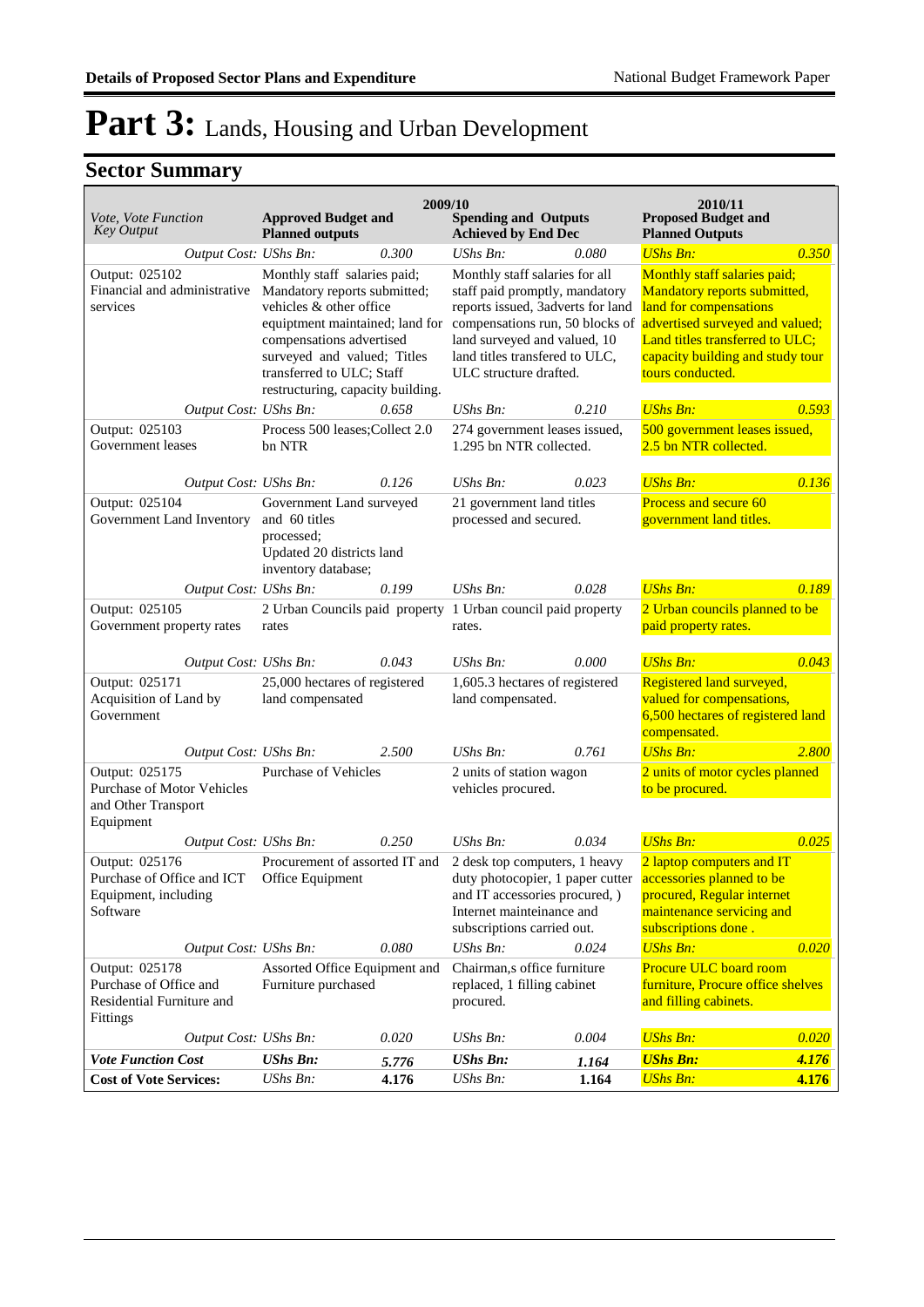# Part 3: Lands, Housing and Urban Development

## Sector Summary

| *Vote, Vote Function Key Output* | 2009/10 **Approved Budget and Planned outputs** | | **Spending and Outputs Achieved by End Dec** | | 2010/11 **Proposed Budget and Planned Outputs** | |
|---|---|---|---|---|---|---|
| *Output Cost:* | *UShs Bn:* | *0.300* | *UShs Bn:* | *0.080* | *UShs Bn:* | *0.350* |
| Output: 025102 Financial and administrative services | Monthly staff salaries paid; Mandatory reports submitted; vehicles & other office equipment maintained; land for compensations advertised surveyed and valued; Titles transferred to ULC; Staff restructuring, capacity building. | | Monthly staff salaries for all staff paid promptly, mandatory reports issued, 3adverts for land compensations run, 50 blocks of land surveyed and valued, 10 land titles transfered to ULC, ULC structure drafted. | | Monthly staff salaries paid; Mandatory reports submitted, land for compensations advertised surveyed and valued; Land titles transferred to ULC; capacity building and study tour tours conducted. | |
| *Output Cost:* | *UShs Bn:* | *0.658* | *UShs Bn:* | *0.210* | *UShs Bn:* | *0.593* |
| Output: 025103 Government leases | Process 500 leases;Collect 2.0 bn NTR | | 274 government leases issued, 1.295 bn NTR collected. | | 500 government leases issued, 2.5 bn NTR collected. | |
| *Output Cost:* | *UShs Bn:* | *0.126* | *UShs Bn:* | *0.023* | *UShs Bn:* | *0.136* |
| Output: 025104 Government Land Inventory | Government Land surveyed and 60 titles processed; Updated 20 districts land inventory database; | | 21 government land titles processed and secured. | | Process and secure 60 government land titles. | |
| *Output Cost:* | *UShs Bn:* | *0.199* | *UShs Bn:* | *0.028* | *UShs Bn:* | *0.189* |
| Output: 025105 Government property rates | 2 Urban Councils paid property rates | | 1 Urban council paid property rates. | | 2 Urban councils planned to be paid property rates. | |
| *Output Cost:* | *UShs Bn:* | *0.043* | *UShs Bn:* | *0.000* | *UShs Bn:* | *0.043* |
| Output: 025171 Acquisition of Land by Government | 25,000 hectares of registered land compensated | | 1,605.3 hectares of registered land compensated. | | Registered land surveyed, valued for compensations, 6,500 hectares of registered land compensated. | |
| *Output Cost:* | *UShs Bn:* | *2.500* | *UShs Bn:* | *0.761* | *UShs Bn:* | *2.800* |
| Output: 025175 Purchase of Motor Vehicles and Other Transport Equipment | Purchase of Vehicles | | 2 units of station wagon vehicles procured. | | 2 units of motor cycles planned to be procured. | |
| *Output Cost:* | *UShs Bn:* | *0.250* | *UShs Bn:* | *0.034* | *UShs Bn:* | *0.025* |
| Output: 025176 Purchase of Office and ICT Equipment, including Software | Procurement of assorted IT and Office Equipment | | 2 desk top computers, 1 heavy duty photocopier, 1 paper cutter and IT accessories procured, ) Internet mainteinance and subscriptions carried out. | | 2 laptop computers and IT accessories planned to be procured, Regular internet maintenance servicing and subscriptions done . | |
| *Output Cost:* | *UShs Bn:* | *0.080* | *UShs Bn:* | *0.024* | *UShs Bn:* | *0.020* |
| Output: 025178 Purchase of Office and Residential Furniture and Fittings | Assorted Office Equipment and Furniture purchased | | Chairman,s office furniture replaced, 1 filling cabinet procured. | | Procure ULC board room furniture, Procure office shelves and filling cabinets. | |
| *Output Cost:* | *UShs Bn:* | *0.020* | *UShs Bn:* | *0.004* | *UShs Bn:* | *0.020* |
| ***Vote Function Cost*** | ***UShs Bn:*** | ***5.776*** | ***UShs Bn:*** | ***1.164*** | ***UShs Bn:*** | ***4.176*** |
| **Cost of Vote Services:** | *UShs Bn:* | **4.176** | *UShs Bn:* | **1.164** | *UShs Bn:* | **4.176** |